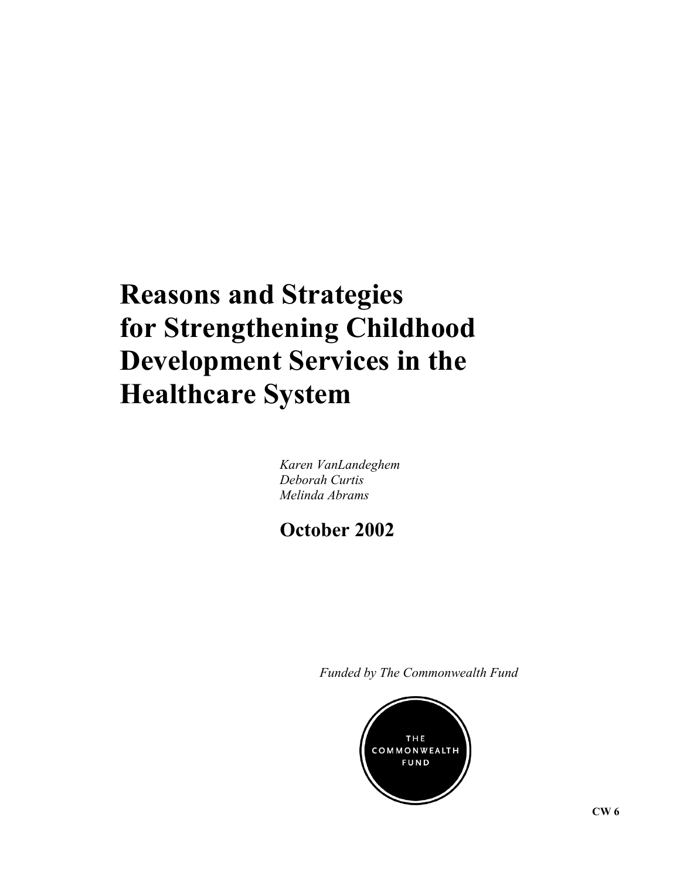# Reasons and Strategies for Strengthening Childhood Development Services in the Healthcare System

*Karen VanLandeghem*
*Deborah Curtis*
*Melinda Abrams*

**October 2002**

*Funded by The Commonwealth Fund*

THE COMMONWEALTH FUND

**CW 6**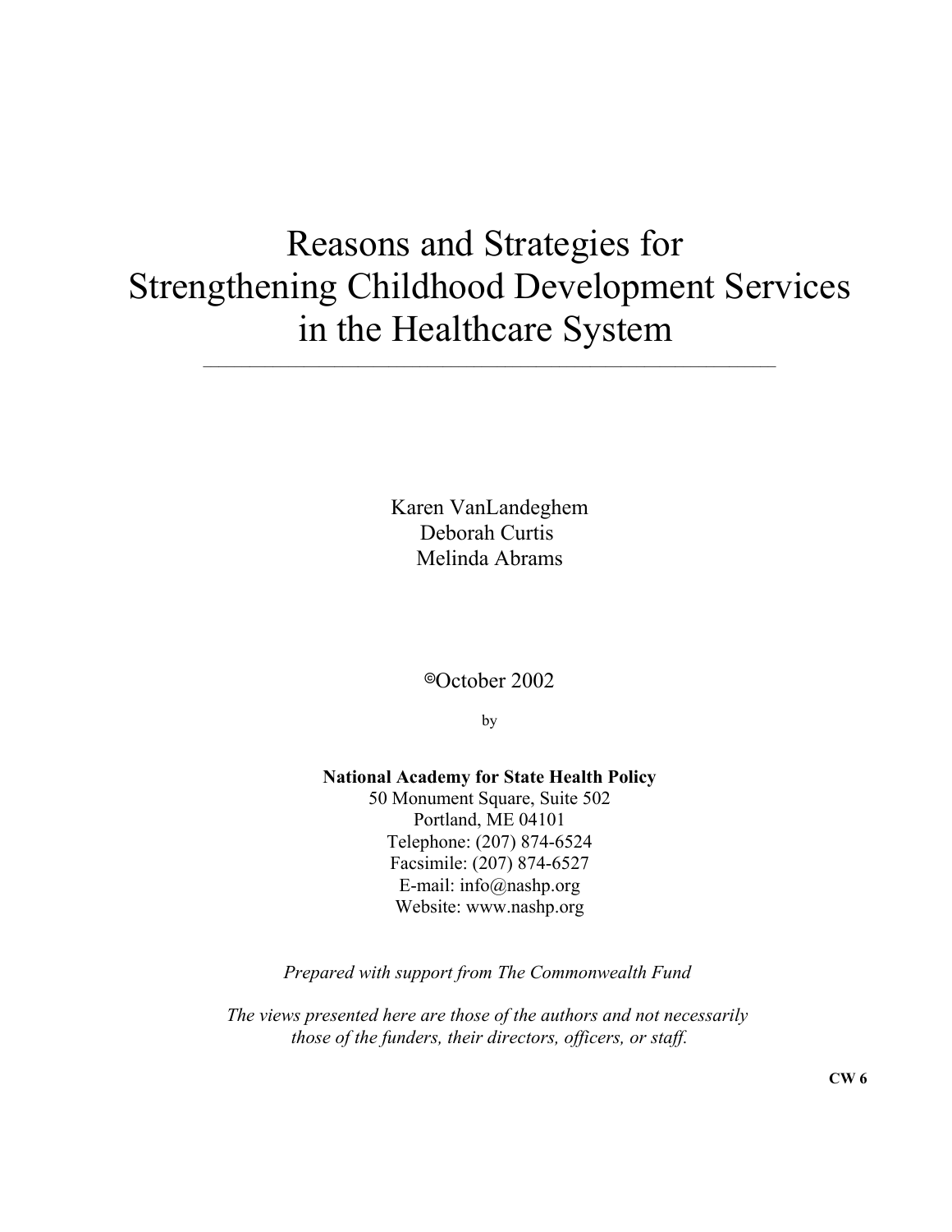# Reasons and Strategies for Strengthening Childhood Development Services in the Healthcare System

Karen VanLandeghem
Deborah Curtis
Melinda Abrams

©October 2002

by

**National Academy for State Health Policy**
50 Monument Square, Suite 502
Portland, ME 04101
Telephone: (207) 874-6524
Facsimile: (207) 874-6527
E-mail: info@nashp.org
Website: www.nashp.org

*Prepared with support from The Commonwealth Fund*

*The views presented here are those of the authors and not necessarily those of the funders, their directors, officers, or staff.*

**CW 6**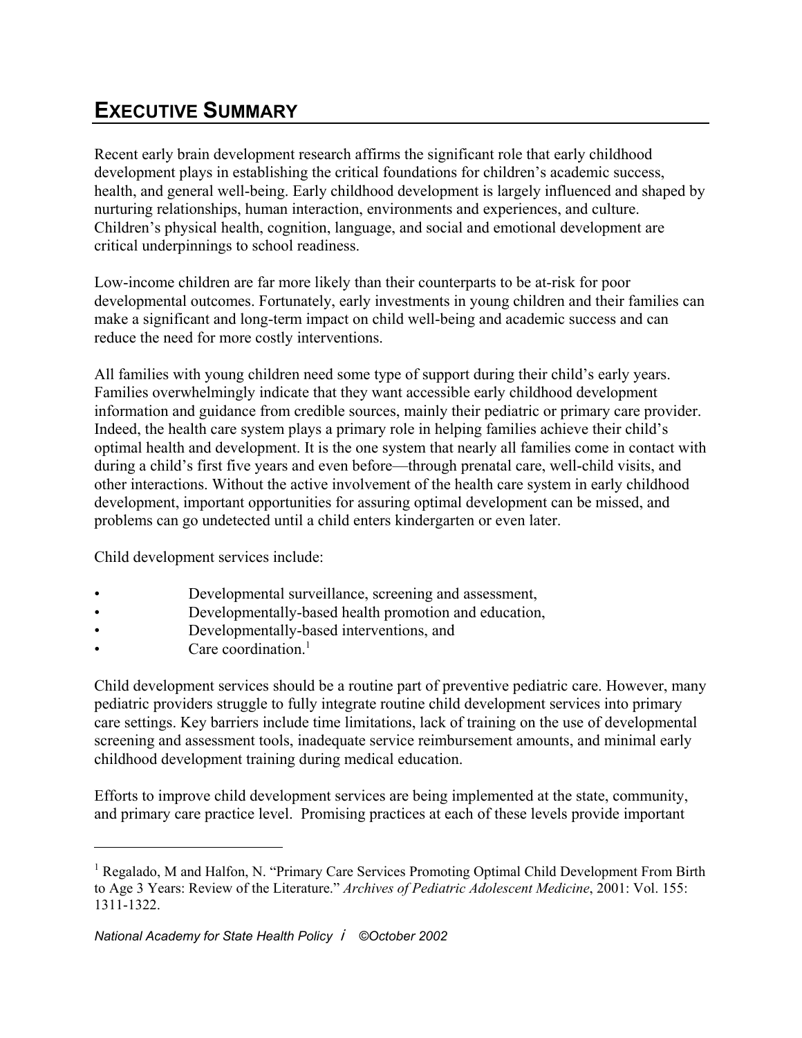# EXECUTIVE SUMMARY

Recent early brain development research affirms the significant role that early childhood development plays in establishing the critical foundations for children's academic success, health, and general well-being. Early childhood development is largely influenced and shaped by nurturing relationships, human interaction, environments and experiences, and culture. Children's physical health, cognition, language, and social and emotional development are critical underpinnings to school readiness.

Low-income children are far more likely than their counterparts to be at-risk for poor developmental outcomes. Fortunately, early investments in young children and their families can make a significant and long-term impact on child well-being and academic success and can reduce the need for more costly interventions.

All families with young children need some type of support during their child's early years. Families overwhelmingly indicate that they want accessible early childhood development information and guidance from credible sources, mainly their pediatric or primary care provider. Indeed, the health care system plays a primary role in helping families achieve their child's optimal health and development. It is the one system that nearly all families come in contact with during a child's first five years and even before—through prenatal care, well-child visits, and other interactions. Without the active involvement of the health care system in early childhood development, important opportunities for assuring optimal development can be missed, and problems can go undetected until a child enters kindergarten or even later.

Child development services include:

- Developmental surveillance, screening and assessment,
- Developmentally-based health promotion and education,
- Developmentally-based interventions, and
- Care coordination.[1]

Child development services should be a routine part of preventive pediatric care. However, many pediatric providers struggle to fully integrate routine child development services into primary care settings. Key barriers include time limitations, lack of training on the use of developmental screening and assessment tools, inadequate service reimbursement amounts, and minimal early childhood development training during medical education.

Efforts to improve child development services are being implemented at the state, community, and primary care practice level. Promising practices at each of these levels provide important

[1] Regalado, M and Halfon, N. "Primary Care Services Promoting Optimal Child Development From Birth to Age 3 Years: Review of the Literature." *Archives of Pediatric Adolescent Medicine*, 2001: Vol. 155: 1311-1322.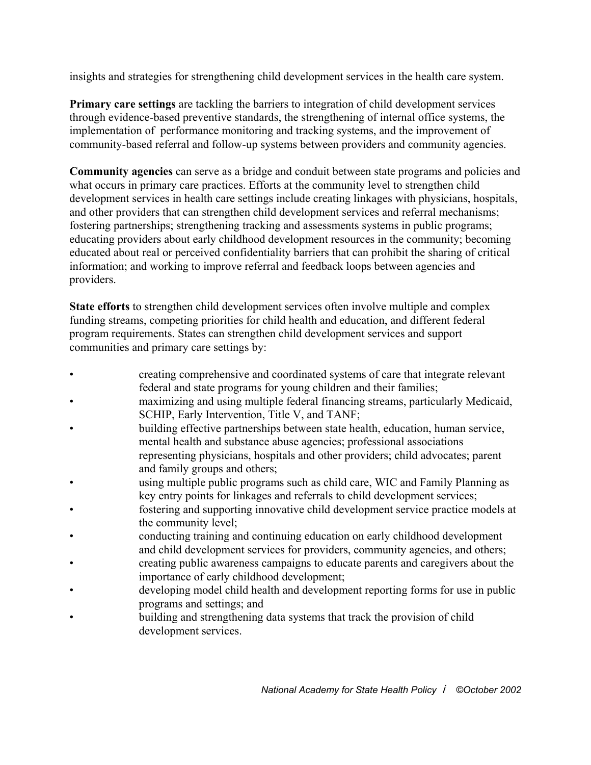insights and strategies for strengthening child development services in the health care system.

**Primary care settings** are tackling the barriers to integration of child development services through evidence-based preventive standards, the strengthening of internal office systems, the implementation of performance monitoring and tracking systems, and the improvement of community-based referral and follow-up systems between providers and community agencies.

**Community agencies** can serve as a bridge and conduit between state programs and policies and what occurs in primary care practices. Efforts at the community level to strengthen child development services in health care settings include creating linkages with physicians, hospitals, and other providers that can strengthen child development services and referral mechanisms; fostering partnerships; strengthening tracking and assessments systems in public programs; educating providers about early childhood development resources in the community; becoming educated about real or perceived confidentiality barriers that can prohibit the sharing of critical information; and working to improve referral and feedback loops between agencies and providers.

**State efforts** to strengthen child development services often involve multiple and complex funding streams, competing priorities for child health and education, and different federal program requirements. States can strengthen child development services and support communities and primary care settings by:

- creating comprehensive and coordinated systems of care that integrate relevant federal and state programs for young children and their families;
- maximizing and using multiple federal financing streams, particularly Medicaid, SCHIP, Early Intervention, Title V, and TANF;
- building effective partnerships between state health, education, human service, mental health and substance abuse agencies; professional associations representing physicians, hospitals and other providers; child advocates; parent and family groups and others;
- using multiple public programs such as child care, WIC and Family Planning as key entry points for linkages and referrals to child development services;
- fostering and supporting innovative child development service practice models at the community level;
- conducting training and continuing education on early childhood development and child development services for providers, community agencies, and others;
- creating public awareness campaigns to educate parents and caregivers about the importance of early childhood development;
- developing model child health and development reporting forms for use in public programs and settings; and
- building and strengthening data systems that track the provision of child development services.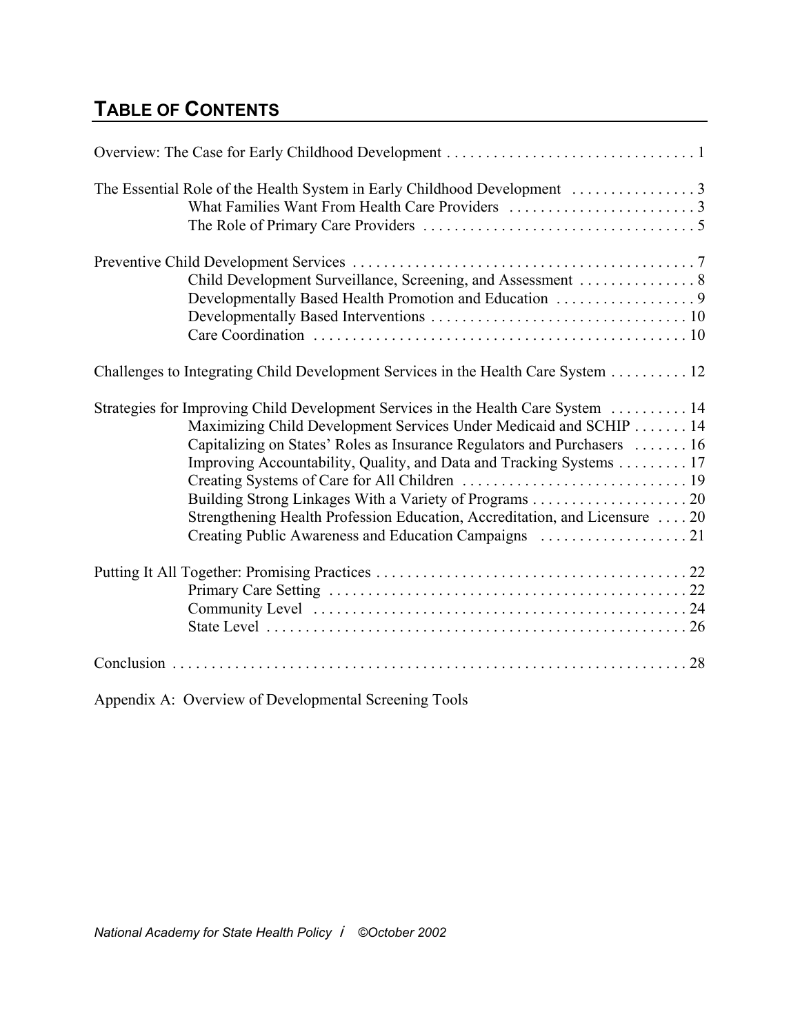## TABLE OF CONTENTS

Overview: The Case for Early Childhood Development . . . . . . . . . . . . . . . . . . . . . . . . . . . . . . . . 1

The Essential Role of the Health System in Early Childhood Development . . . . . . . . . . . . . . . . 3
- What Families Want From Health Care Providers . . . . . . . . . . . . . . . . . . . . . . . . 3
- The Role of Primary Care Providers . . . . . . . . . . . . . . . . . . . . . . . . . . . . . . . . . . . 5

Preventive Child Development Services . . . . . . . . . . . . . . . . . . . . . . . . . . . . . . . . . . . . . . . . . . . 7
- Child Development Surveillance, Screening, and Assessment . . . . . . . . . . . . . . . 8
- Developmentally Based Health Promotion and Education . . . . . . . . . . . . . . . . . . 9
- Developmentally Based Interventions . . . . . . . . . . . . . . . . . . . . . . . . . . . . . . . . . 10
- Care Coordination . . . . . . . . . . . . . . . . . . . . . . . . . . . . . . . . . . . . . . . . . . . . . . . . 10

Challenges to Integrating Child Development Services in the Health Care System . . . . . . . . . . 12

Strategies for Improving Child Development Services in the Health Care System . . . . . . . . . . 14
- Maximizing Child Development Services Under Medicaid and SCHIP . . . . . . . 14
- Capitalizing on States' Roles as Insurance Regulators and Purchasers . . . . . . . 16
- Improving Accountability, Quality, and Data and Tracking Systems . . . . . . . . . 17
- Creating Systems of Care for All Children . . . . . . . . . . . . . . . . . . . . . . . . . . . . . 19
- Building Strong Linkages With a Variety of Programs . . . . . . . . . . . . . . . . . . . . 20
- Strengthening Health Profession Education, Accreditation, and Licensure . . . . 20
- Creating Public Awareness and Education Campaigns . . . . . . . . . . . . . . . . . . . 21

Putting It All Together: Promising Practices . . . . . . . . . . . . . . . . . . . . . . . . . . . . . . . . . . . . . . . 22
- Primary Care Setting . . . . . . . . . . . . . . . . . . . . . . . . . . . . . . . . . . . . . . . . . . . . . 22
- Community Level . . . . . . . . . . . . . . . . . . . . . . . . . . . . . . . . . . . . . . . . . . . . . . . 24
- State Level . . . . . . . . . . . . . . . . . . . . . . . . . . . . . . . . . . . . . . . . . . . . . . . . . . . . . 26

Conclusion . . . . . . . . . . . . . . . . . . . . . . . . . . . . . . . . . . . . . . . . . . . . . . . . . . . . . . . . . . . . . . . . . 28

Appendix A: Overview of Developmental Screening Tools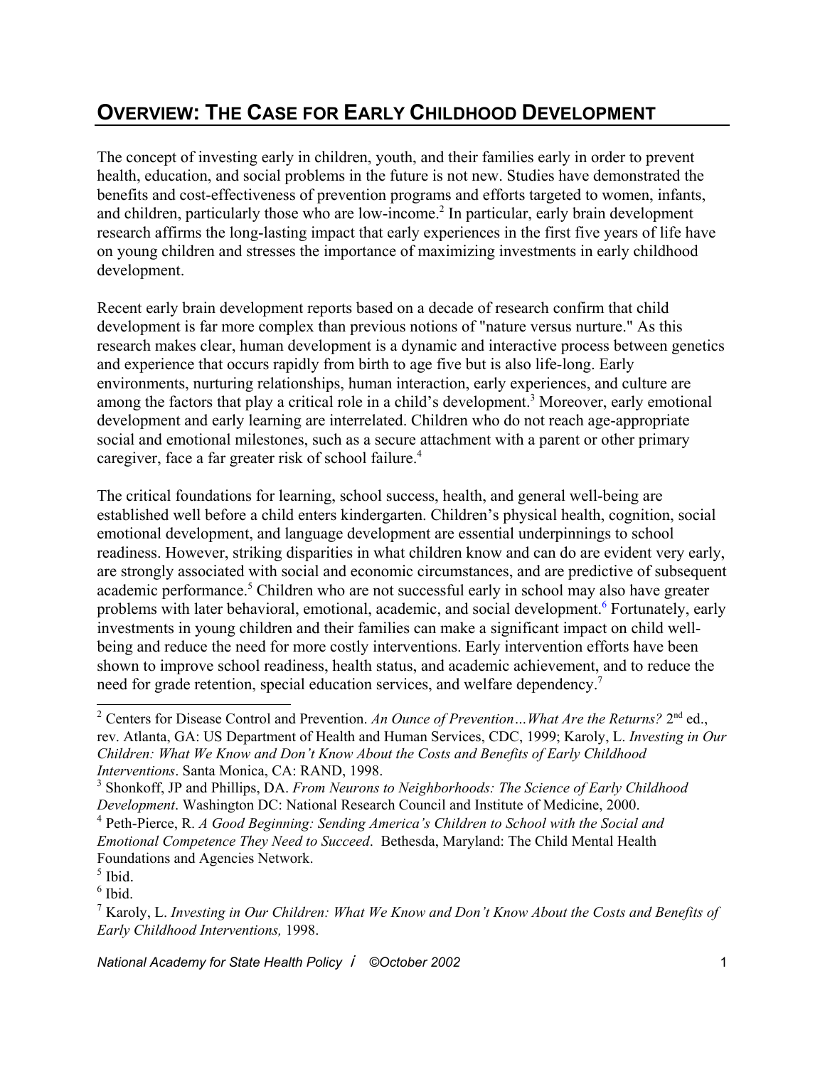## OVERVIEW: THE CASE FOR EARLY CHILDHOOD DEVELOPMENT

The concept of investing early in children, youth, and their families early in order to prevent health, education, and social problems in the future is not new. Studies have demonstrated the benefits and cost-effectiveness of prevention programs and efforts targeted to women, infants, and children, particularly those who are low-income.[2] In particular, early brain development research affirms the long-lasting impact that early experiences in the first five years of life have on young children and stresses the importance of maximizing investments in early childhood development.

Recent early brain development reports based on a decade of research confirm that child development is far more complex than previous notions of "nature versus nurture." As this research makes clear, human development is a dynamic and interactive process between genetics and experience that occurs rapidly from birth to age five but is also life-long. Early environments, nurturing relationships, human interaction, early experiences, and culture are among the factors that play a critical role in a child's development.[3] Moreover, early emotional development and early learning are interrelated. Children who do not reach age-appropriate social and emotional milestones, such as a secure attachment with a parent or other primary caregiver, face a far greater risk of school failure.[4]

The critical foundations for learning, school success, health, and general well-being are established well before a child enters kindergarten. Children's physical health, cognition, social emotional development, and language development are essential underpinnings to school readiness. However, striking disparities in what children know and can do are evident very early, are strongly associated with social and economic circumstances, and are predictive of subsequent academic performance.[5] Children who are not successful early in school may also have greater problems with later behavioral, emotional, academic, and social development.[6] Fortunately, early investments in young children and their families can make a significant impact on child well-being and reduce the need for more costly interventions. Early intervention efforts have been shown to improve school readiness, health status, and academic achievement, and to reduce the need for grade retention, special education services, and welfare dependency.[7]

---

[2] Centers for Disease Control and Prevention. *An Ounce of Prevention…What Are the Returns?* 2nd ed., rev. Atlanta, GA: US Department of Health and Human Services, CDC, 1999; Karoly, L. *Investing in Our Children: What We Know and Don't Know About the Costs and Benefits of Early Childhood Interventions*. Santa Monica, CA: RAND, 1998.

[3] Shonkoff, JP and Phillips, DA. *From Neurons to Neighborhoods: The Science of Early Childhood Development*. Washington DC: National Research Council and Institute of Medicine, 2000.

[4] Peth-Pierce, R. *A Good Beginning: Sending America's Children to School with the Social and Emotional Competence They Need to Succeed*. Bethesda, Maryland: The Child Mental Health Foundations and Agencies Network.

[5] Ibid.

[6] Ibid.

[7] Karoly, L. *Investing in Our Children: What We Know and Don't Know About the Costs and Benefits of Early Childhood Interventions,* 1998.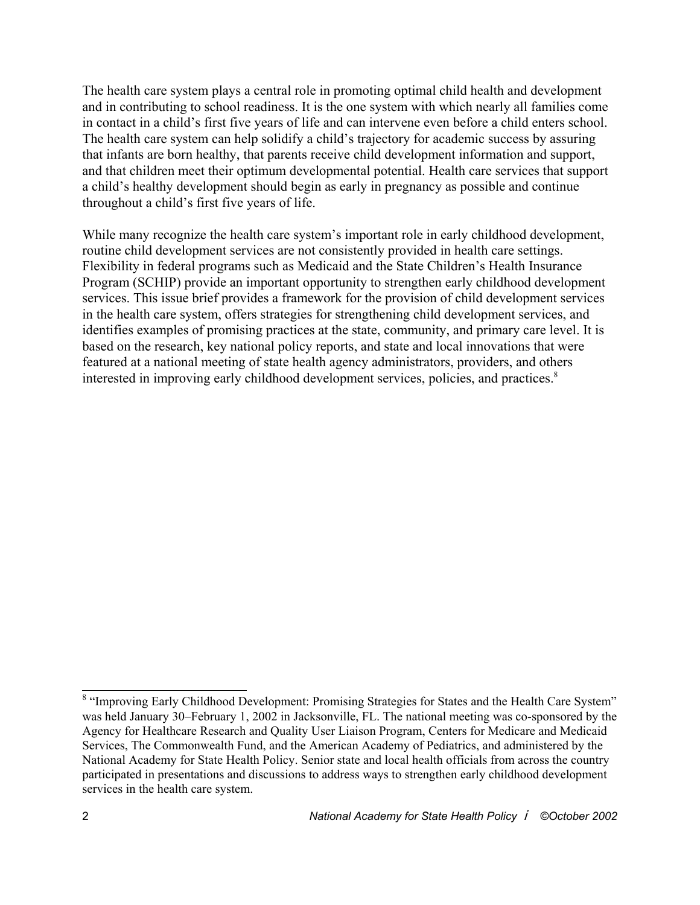The health care system plays a central role in promoting optimal child health and development and in contributing to school readiness. It is the one system with which nearly all families come in contact in a child's first five years of life and can intervene even before a child enters school. The health care system can help solidify a child's trajectory for academic success by assuring that infants are born healthy, that parents receive child development information and support, and that children meet their optimum developmental potential. Health care services that support a child's healthy development should begin as early in pregnancy as possible and continue throughout a child's first five years of life.

While many recognize the health care system's important role in early childhood development, routine child development services are not consistently provided in health care settings. Flexibility in federal programs such as Medicaid and the State Children's Health Insurance Program (SCHIP) provide an important opportunity to strengthen early childhood development services. This issue brief provides a framework for the provision of child development services in the health care system, offers strategies for strengthening child development services, and identifies examples of promising practices at the state, community, and primary care level. It is based on the research, key national policy reports, and state and local innovations that were featured at a national meeting of state health agency administrators, providers, and others interested in improving early childhood development services, policies, and practices.[8]

---

[8] "Improving Early Childhood Development: Promising Strategies for States and the Health Care System" was held January 30–February 1, 2002 in Jacksonville, FL. The national meeting was co-sponsored by the Agency for Healthcare Research and Quality User Liaison Program, Centers for Medicare and Medicaid Services, The Commonwealth Fund, and the American Academy of Pediatrics, and administered by the National Academy for State Health Policy. Senior state and local health officials from across the country participated in presentations and discussions to address ways to strengthen early childhood development services in the health care system.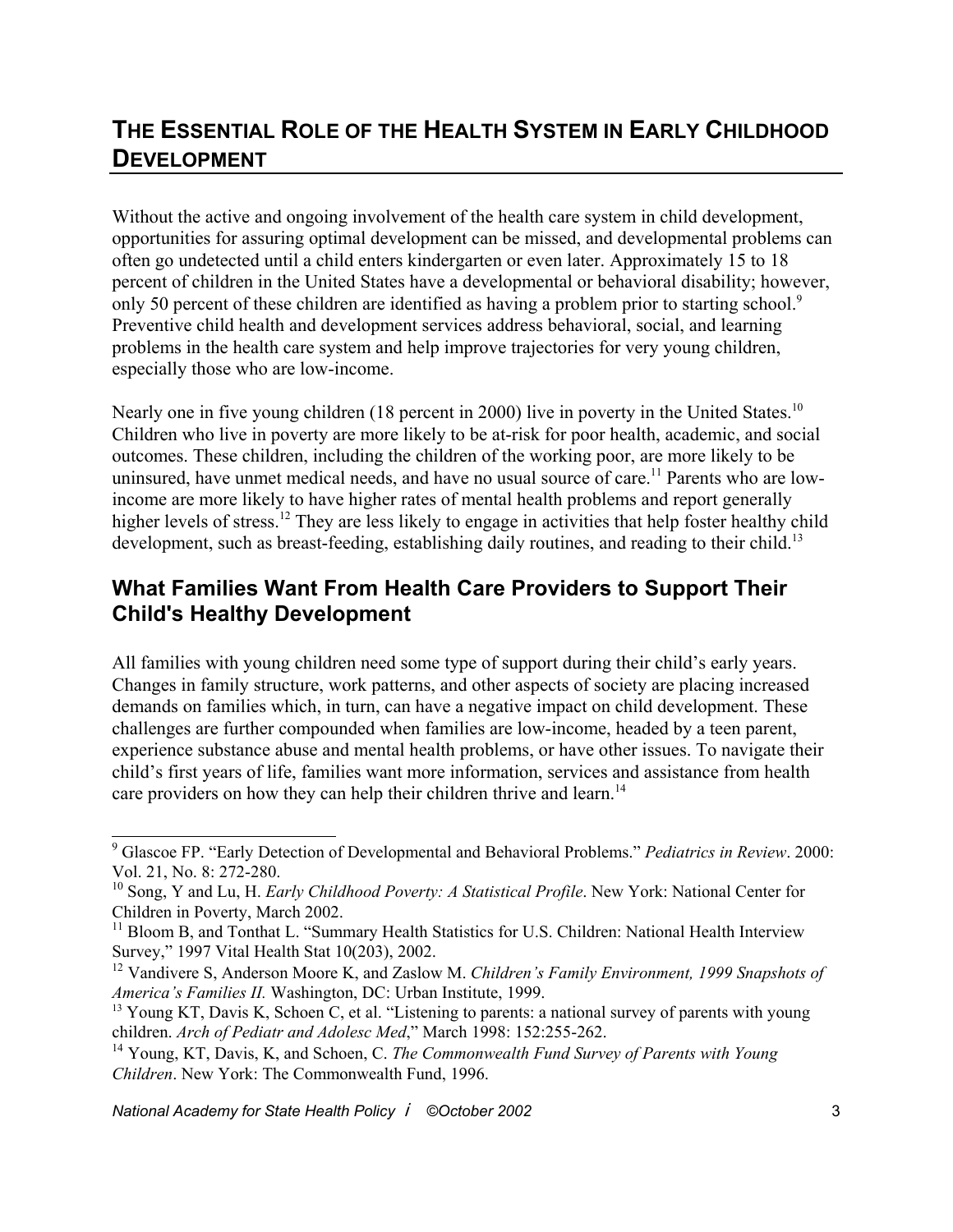# THE ESSENTIAL ROLE OF THE HEALTH SYSTEM IN EARLY CHILDHOOD DEVELOPMENT

Without the active and ongoing involvement of the health care system in child development, opportunities for assuring optimal development can be missed, and developmental problems can often go undetected until a child enters kindergarten or even later. Approximately 15 to 18 percent of children in the United States have a developmental or behavioral disability; however, only 50 percent of these children are identified as having a problem prior to starting school.[9] Preventive child health and development services address behavioral, social, and learning problems in the health care system and help improve trajectories for very young children, especially those who are low-income.

Nearly one in five young children (18 percent in 2000) live in poverty in the United States.[10] Children who live in poverty are more likely to be at-risk for poor health, academic, and social outcomes. These children, including the children of the working poor, are more likely to be uninsured, have unmet medical needs, and have no usual source of care.[11] Parents who are low-income are more likely to have higher rates of mental health problems and report generally higher levels of stress.[12] They are less likely to engage in activities that help foster healthy child development, such as breast-feeding, establishing daily routines, and reading to their child.[13]

## What Families Want From Health Care Providers to Support Their Child's Healthy Development

All families with young children need some type of support during their child's early years. Changes in family structure, work patterns, and other aspects of society are placing increased demands on families which, in turn, can have a negative impact on child development. These challenges are further compounded when families are low-income, headed by a teen parent, experience substance abuse and mental health problems, or have other issues. To navigate their child's first years of life, families want more information, services and assistance from health care providers on how they can help their children thrive and learn.[14]

---

[9] Glascoe FP. "Early Detection of Developmental and Behavioral Problems." *Pediatrics in Review*. 2000: Vol. 21, No. 8: 272-280.

[10] Song, Y and Lu, H. *Early Childhood Poverty: A Statistical Profile*. New York: National Center for Children in Poverty, March 2002.

[11] Bloom B, and Tonthat L. "Summary Health Statistics for U.S. Children: National Health Interview Survey," 1997 Vital Health Stat 10(203), 2002.

[12] Vandivere S, Anderson Moore K, and Zaslow M. *Children's Family Environment, 1999 Snapshots of America's Families II.* Washington, DC: Urban Institute, 1999.

[13] Young KT, Davis K, Schoen C, et al. "Listening to parents: a national survey of parents with young children. *Arch of Pediatr and Adolesc Med*," March 1998: 152:255-262.

[14] Young, KT, Davis, K, and Schoen, C. *The Commonwealth Fund Survey of Parents with Young Children*. New York: The Commonwealth Fund, 1996.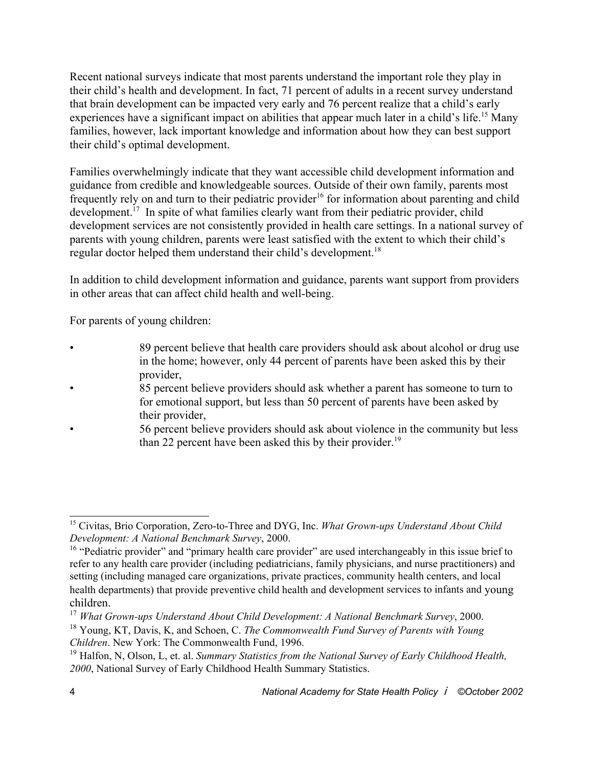Recent national surveys indicate that most parents understand the important role they play in their child's health and development. In fact, 71 percent of adults in a recent survey understand that brain development can be impacted very early and 76 percent realize that a child's early experiences have a significant impact on abilities that appear much later in a child's life.[15] Many families, however, lack important knowledge and information about how they can best support their child's optimal development.

Families overwhelmingly indicate that they want accessible child development information and guidance from credible and knowledgeable sources. Outside of their own family, parents most frequently rely on and turn to their pediatric provider[16] for information about parenting and child development.[17] In spite of what families clearly want from their pediatric provider, child development services are not consistently provided in health care settings. In a national survey of parents with young children, parents were least satisfied with the extent to which their child's regular doctor helped them understand their child's development.[18]

In addition to child development information and guidance, parents want support from providers in other areas that can affect child health and well-being.

For parents of young children:

- 89 percent believe that health care providers should ask about alcohol or drug use in the home; however, only 44 percent of parents have been asked this by their provider,
- 85 percent believe providers should ask whether a parent has someone to turn to for emotional support, but less than 50 percent of parents have been asked by their provider,
- 56 percent believe providers should ask about violence in the community but less than 22 percent have been asked this by their provider.[19]

---

[15] Civitas, Brio Corporation, Zero-to-Three and DYG, Inc. *What Grown-ups Understand About Child Development: A National Benchmark Survey*, 2000.

[16] "Pediatric provider" and "primary health care provider" are used interchangeably in this issue brief to refer to any health care provider (including pediatricians, family physicians, and nurse practitioners) and setting (including managed care organizations, private practices, community health centers, and local health departments) that provide preventive child health and development services to infants and young children.

[17] *What Grown-ups Understand About Child Development: A National Benchmark Survey*, 2000.

[18] Young, KT, Davis, K, and Schoen, C. *The Commonwealth Fund Survey of Parents with Young Children*. New York: The Commonwealth Fund, 1996.

[19] Halfon, N, Olson, L, et. al. *Summary Statistics from the National Survey of Early Childhood Health, 2000*, National Survey of Early Childhood Health Summary Statistics.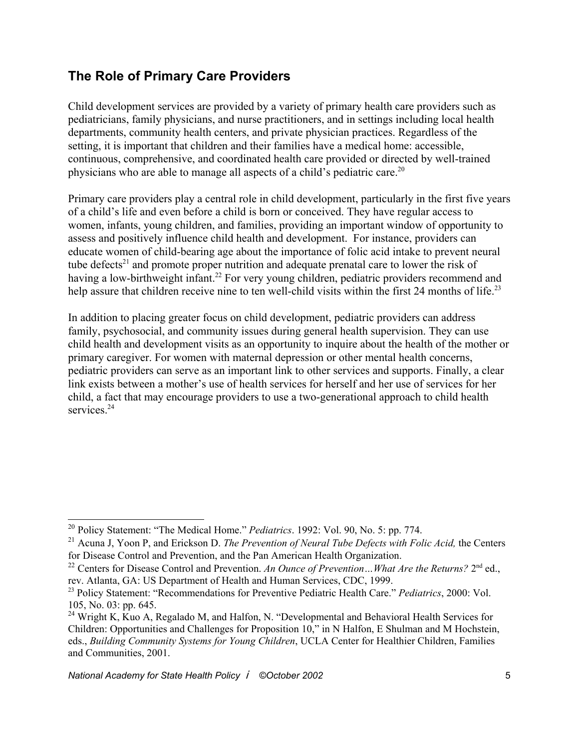## The Role of Primary Care Providers

Child development services are provided by a variety of primary health care providers such as pediatricians, family physicians, and nurse practitioners, and in settings including local health departments, community health centers, and private physician practices. Regardless of the setting, it is important that children and their families have a medical home: accessible, continuous, comprehensive, and coordinated health care provided or directed by well-trained physicians who are able to manage all aspects of a child's pediatric care.[20]

Primary care providers play a central role in child development, particularly in the first five years of a child's life and even before a child is born or conceived. They have regular access to women, infants, young children, and families, providing an important window of opportunity to assess and positively influence child health and development. For instance, providers can educate women of child-bearing age about the importance of folic acid intake to prevent neural tube defects[21] and promote proper nutrition and adequate prenatal care to lower the risk of having a low-birthweight infant.[22] For very young children, pediatric providers recommend and help assure that children receive nine to ten well-child visits within the first 24 months of life.[23]

In addition to placing greater focus on child development, pediatric providers can address family, psychosocial, and community issues during general health supervision. They can use child health and development visits as an opportunity to inquire about the health of the mother or primary caregiver. For women with maternal depression or other mental health concerns, pediatric providers can serve as an important link to other services and supports. Finally, a clear link exists between a mother's use of health services for herself and her use of services for her child, a fact that may encourage providers to use a two-generational approach to child health services.[24]

---

[20] Policy Statement: "The Medical Home." *Pediatrics*. 1992: Vol. 90, No. 5: pp. 774.

[21] Acuna J, Yoon P, and Erickson D. *The Prevention of Neural Tube Defects with Folic Acid,* the Centers for Disease Control and Prevention, and the Pan American Health Organization.

[22] Centers for Disease Control and Prevention. *An Ounce of Prevention…What Are the Returns?* 2nd ed., rev. Atlanta, GA: US Department of Health and Human Services, CDC, 1999.

[23] Policy Statement: "Recommendations for Preventive Pediatric Health Care." *Pediatrics*, 2000: Vol. 105, No. 03: pp. 645.

[24] Wright K, Kuo A, Regalado M, and Halfon, N. "Developmental and Behavioral Health Services for Children: Opportunities and Challenges for Proposition 10," in N Halfon, E Shulman and M Hochstein, eds., *Building Community Systems for Young Children*, UCLA Center for Healthier Children, Families and Communities, 2001.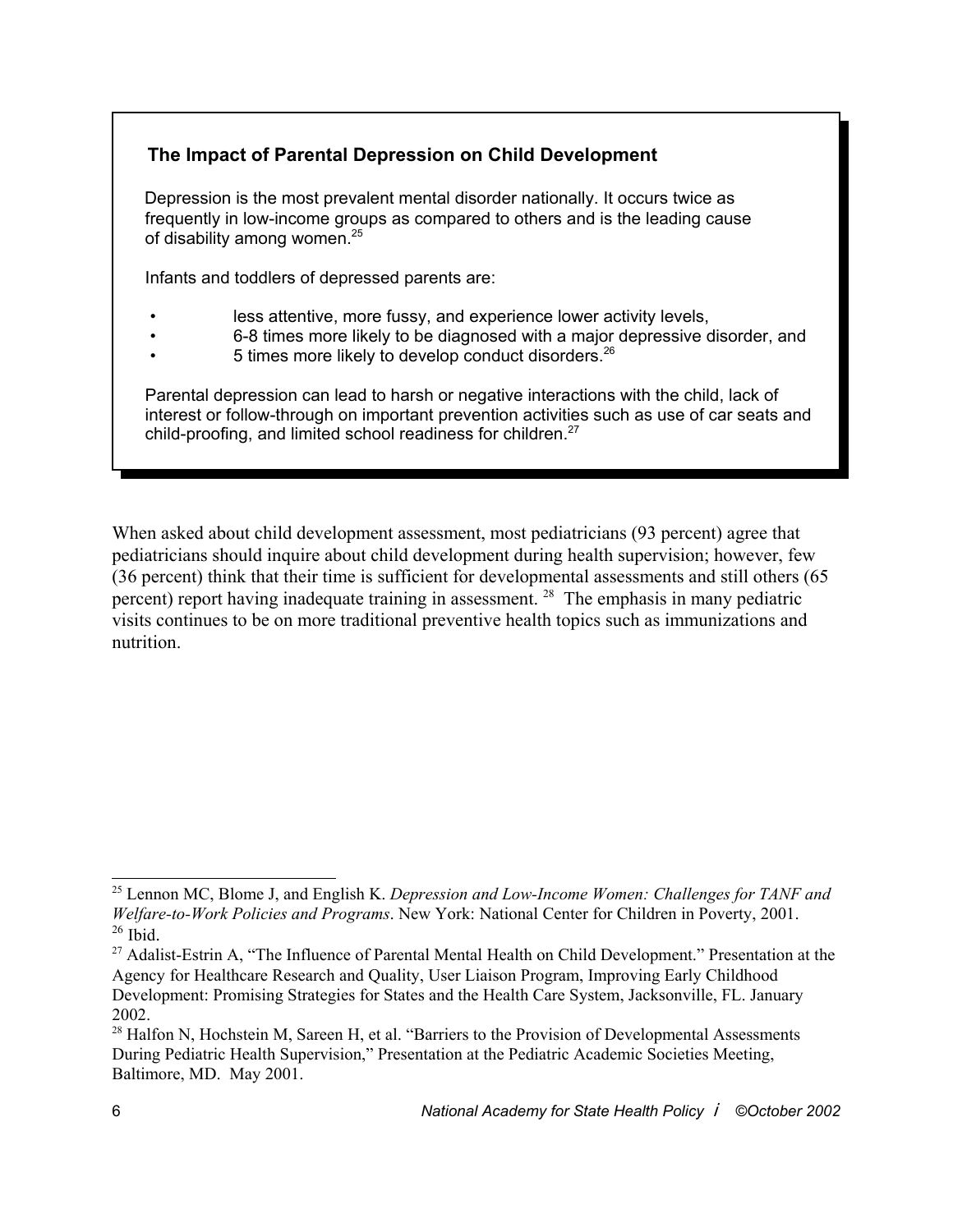### The Impact of Parental Depression on Child Development

Depression is the most prevalent mental disorder nationally. It occurs twice as frequently in low-income groups as compared to others and is the leading cause of disability among women.[25]

Infants and toddlers of depressed parents are:

- less attentive, more fussy, and experience lower activity levels,
- 6-8 times more likely to be diagnosed with a major depressive disorder, and
- 5 times more likely to develop conduct disorders.[26]

Parental depression can lead to harsh or negative interactions with the child, lack of interest or follow-through on important prevention activities such as use of car seats and child-proofing, and limited school readiness for children.[27]

When asked about child development assessment, most pediatricians (93 percent) agree that pediatricians should inquire about child development during health supervision; however, few (36 percent) think that their time is sufficient for developmental assessments and still others (65 percent) report having inadequate training in assessment.[28] The emphasis in many pediatric visits continues to be on more traditional preventive health topics such as immunizations and nutrition.

---

[25] Lennon MC, Blome J, and English K. *Depression and Low-Income Women: Challenges for TANF and Welfare-to-Work Policies and Programs*. New York: National Center for Children in Poverty, 2001.
[26] Ibid.
[27] Adalist-Estrin A, "The Influence of Parental Mental Health on Child Development." Presentation at the Agency for Healthcare Research and Quality, User Liaison Program, Improving Early Childhood Development: Promising Strategies for States and the Health Care System, Jacksonville, FL. January 2002.
[28] Halfon N, Hochstein M, Sareen H, et al. "Barriers to the Provision of Developmental Assessments During Pediatric Health Supervision," Presentation at the Pediatric Academic Societies Meeting, Baltimore, MD. May 2001.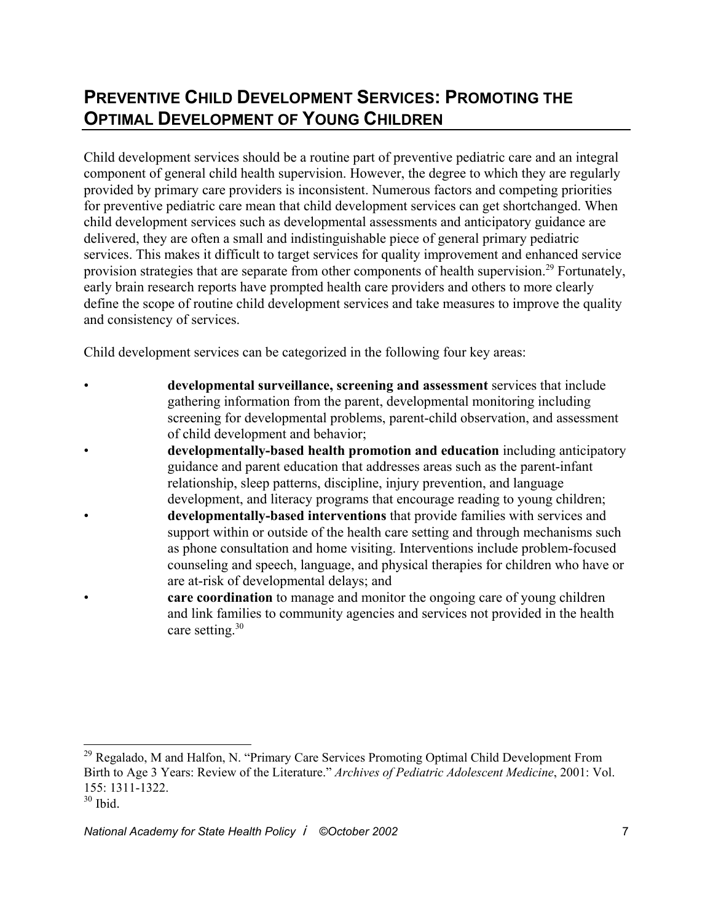## Preventive Child Development Services: Promoting the Optimal Development of Young Children

Child development services should be a routine part of preventive pediatric care and an integral component of general child health supervision. However, the degree to which they are regularly provided by primary care providers is inconsistent. Numerous factors and competing priorities for preventive pediatric care mean that child development services can get shortchanged. When child development services such as developmental assessments and anticipatory guidance are delivered, they are often a small and indistinguishable piece of general primary pediatric services. This makes it difficult to target services for quality improvement and enhanced service provision strategies that are separate from other components of health supervision.[29] Fortunately, early brain research reports have prompted health care providers and others to more clearly define the scope of routine child development services and take measures to improve the quality and consistency of services.

Child development services can be categorized in the following four key areas:

- **developmental surveillance, screening and assessment** services that include gathering information from the parent, developmental monitoring including screening for developmental problems, parent-child observation, and assessment of child development and behavior;
- **developmentally-based health promotion and education** including anticipatory guidance and parent education that addresses areas such as the parent-infant relationship, sleep patterns, discipline, injury prevention, and language development, and literacy programs that encourage reading to young children;
- **developmentally-based interventions** that provide families with services and support within or outside of the health care setting and through mechanisms such as phone consultation and home visiting. Interventions include problem-focused counseling and speech, language, and physical therapies for children who have or are at-risk of developmental delays; and
- **care coordination** to manage and monitor the ongoing care of young children and link families to community agencies and services not provided in the health care setting.[30]

---

[29] Regalado, M and Halfon, N. "Primary Care Services Promoting Optimal Child Development From Birth to Age 3 Years: Review of the Literature." *Archives of Pediatric Adolescent Medicine*, 2001: Vol. 155: 1311-1322.

[30] Ibid.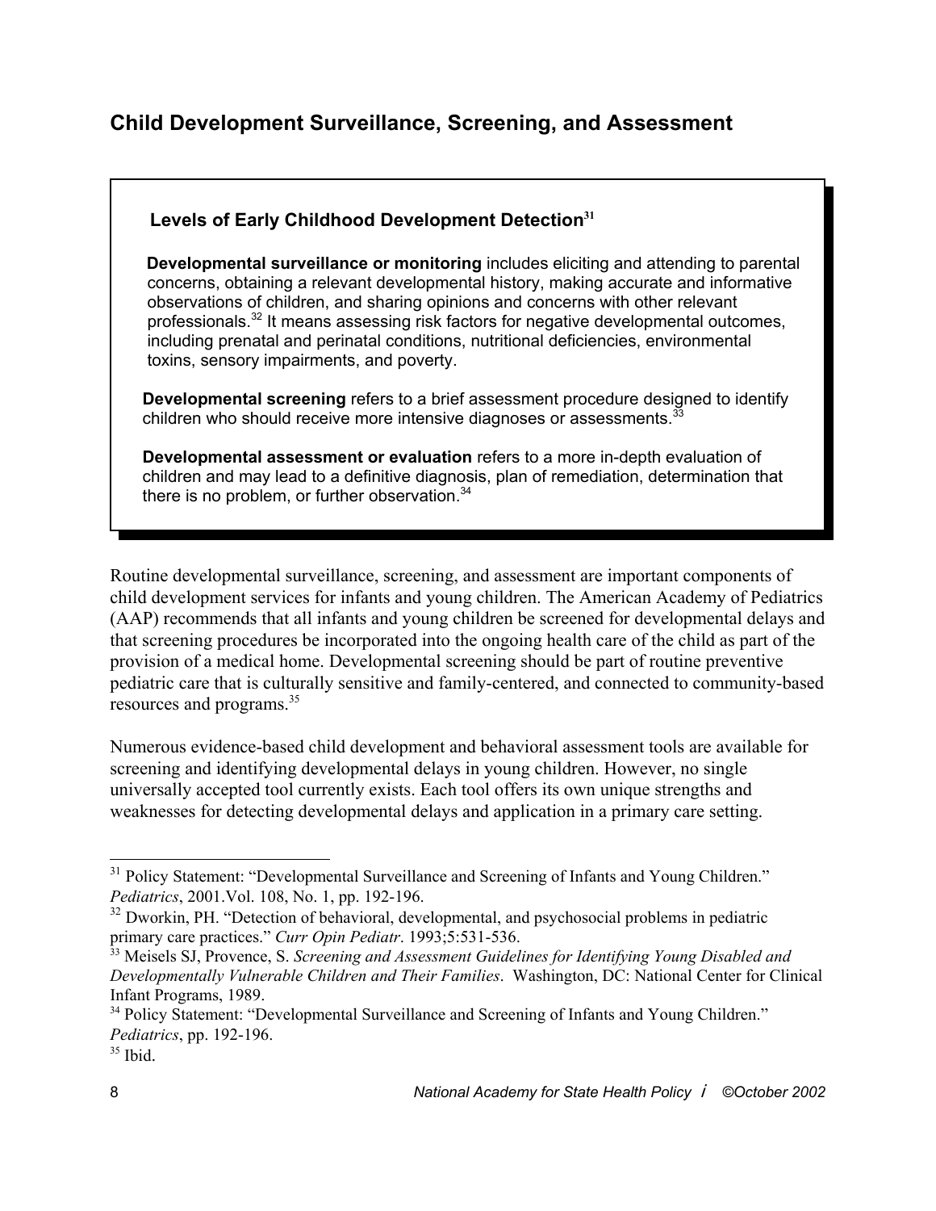## Child Development Surveillance, Screening, and Assessment

### Levels of Early Childhood Development Detection[31]

**Developmental surveillance or monitoring** includes eliciting and attending to parental concerns, obtaining a relevant developmental history, making accurate and informative observations of children, and sharing opinions and concerns with other relevant professionals.[32] It means assessing risk factors for negative developmental outcomes, including prenatal and perinatal conditions, nutritional deficiencies, environmental toxins, sensory impairments, and poverty.

**Developmental screening** refers to a brief assessment procedure designed to identify children who should receive more intensive diagnoses or assessments.[33]

**Developmental assessment or evaluation** refers to a more in-depth evaluation of children and may lead to a definitive diagnosis, plan of remediation, determination that there is no problem, or further observation.[34]

Routine developmental surveillance, screening, and assessment are important components of child development services for infants and young children. The American Academy of Pediatrics (AAP) recommends that all infants and young children be screened for developmental delays and that screening procedures be incorporated into the ongoing health care of the child as part of the provision of a medical home. Developmental screening should be part of routine preventive pediatric care that is culturally sensitive and family-centered, and connected to community-based resources and programs.[35]

Numerous evidence-based child development and behavioral assessment tools are available for screening and identifying developmental delays in young children. However, no single universally accepted tool currently exists. Each tool offers its own unique strengths and weaknesses for detecting developmental delays and application in a primary care setting.

---

[31] Policy Statement: "Developmental Surveillance and Screening of Infants and Young Children." *Pediatrics*, 2001.Vol. 108, No. 1, pp. 192-196.

[32] Dworkin, PH. "Detection of behavioral, developmental, and psychosocial problems in pediatric primary care practices." *Curr Opin Pediatr*. 1993;5:531-536.

[33] Meisels SJ, Provence, S. *Screening and Assessment Guidelines for Identifying Young Disabled and Developmentally Vulnerable Children and Their Families*. Washington, DC: National Center for Clinical Infant Programs, 1989.

[34] Policy Statement: "Developmental Surveillance and Screening of Infants and Young Children." *Pediatrics*, pp. 192-196.

[35] Ibid.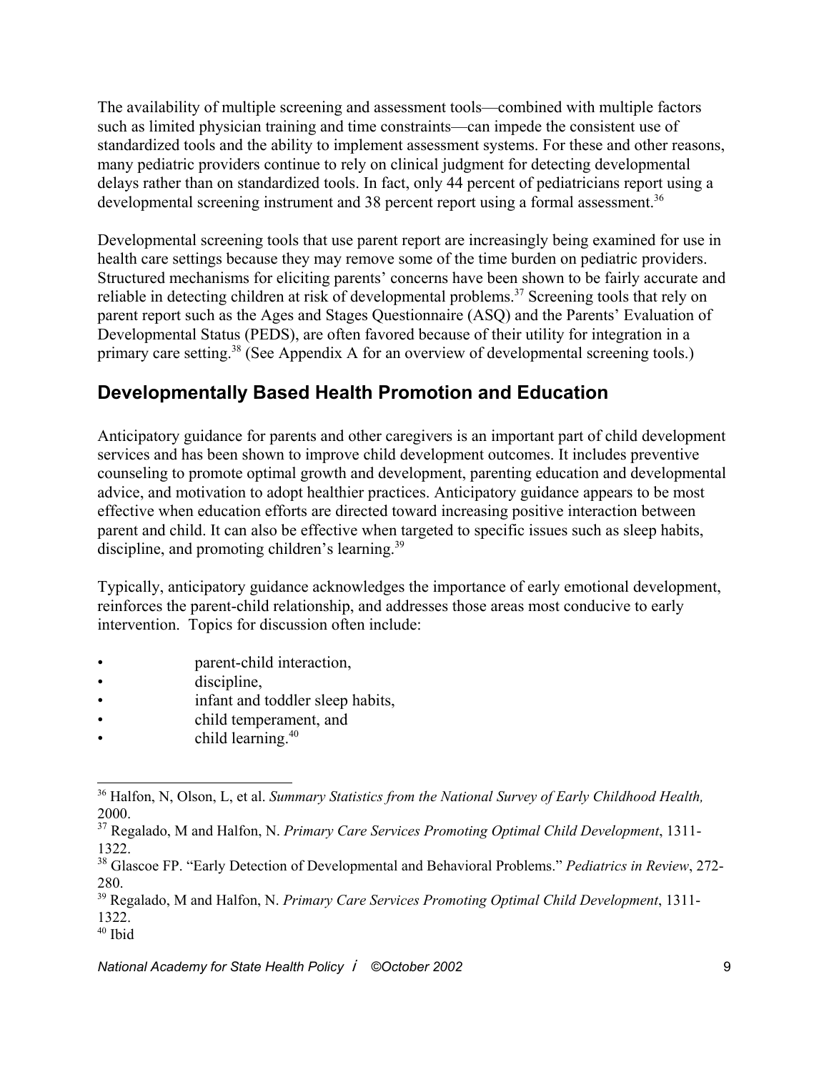The availability of multiple screening and assessment tools—combined with multiple factors such as limited physician training and time constraints—can impede the consistent use of standardized tools and the ability to implement assessment systems. For these and other reasons, many pediatric providers continue to rely on clinical judgment for detecting developmental delays rather than on standardized tools. In fact, only 44 percent of pediatricians report using a developmental screening instrument and 38 percent report using a formal assessment.[36]

Developmental screening tools that use parent report are increasingly being examined for use in health care settings because they may remove some of the time burden on pediatric providers. Structured mechanisms for eliciting parents' concerns have been shown to be fairly accurate and reliable in detecting children at risk of developmental problems.[37] Screening tools that rely on parent report such as the Ages and Stages Questionnaire (ASQ) and the Parents' Evaluation of Developmental Status (PEDS), are often favored because of their utility for integration in a primary care setting.[38] (See Appendix A for an overview of developmental screening tools.)

## Developmentally Based Health Promotion and Education

Anticipatory guidance for parents and other caregivers is an important part of child development services and has been shown to improve child development outcomes. It includes preventive counseling to promote optimal growth and development, parenting education and developmental advice, and motivation to adopt healthier practices. Anticipatory guidance appears to be most effective when education efforts are directed toward increasing positive interaction between parent and child. It can also be effective when targeted to specific issues such as sleep habits, discipline, and promoting children's learning.[39]

Typically, anticipatory guidance acknowledges the importance of early emotional development, reinforces the parent-child relationship, and addresses those areas most conducive to early intervention. Topics for discussion often include:

- parent-child interaction,
- discipline,
- infant and toddler sleep habits,
- child temperament, and
- child learning.[40]

---

[36] Halfon, N, Olson, L, et al. *Summary Statistics from the National Survey of Early Childhood Health,* 2000.

[37] Regalado, M and Halfon, N. *Primary Care Services Promoting Optimal Child Development*, 1311-1322.

[38] Glascoe FP. "Early Detection of Developmental and Behavioral Problems." *Pediatrics in Review*, 272-280.

[39] Regalado, M and Halfon, N. *Primary Care Services Promoting Optimal Child Development*, 1311-1322.

[40] Ibid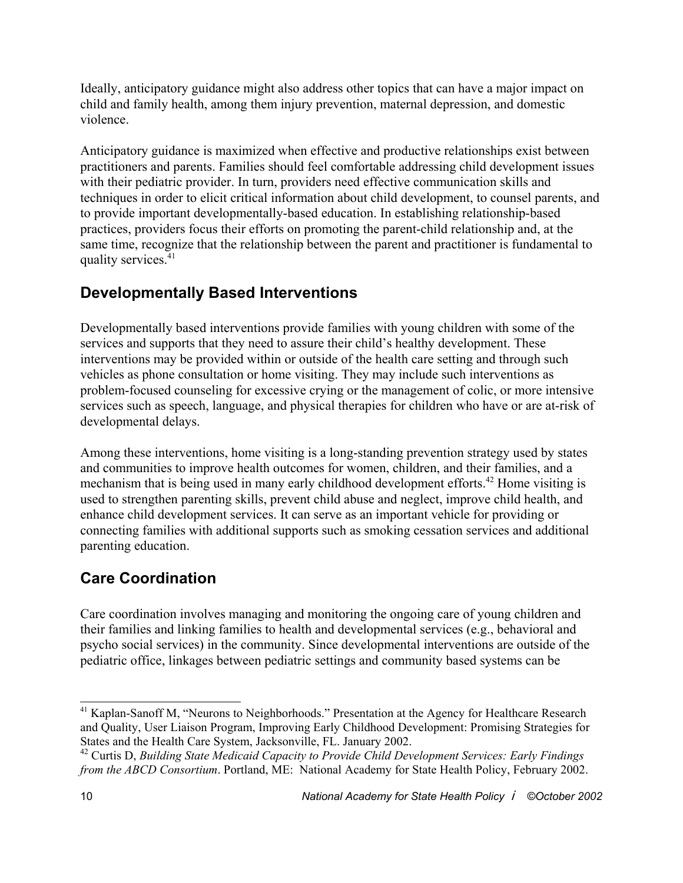Ideally, anticipatory guidance might also address other topics that can have a major impact on child and family health, among them injury prevention, maternal depression, and domestic violence.

Anticipatory guidance is maximized when effective and productive relationships exist between practitioners and parents. Families should feel comfortable addressing child development issues with their pediatric provider. In turn, providers need effective communication skills and techniques in order to elicit critical information about child development, to counsel parents, and to provide important developmentally-based education. In establishing relationship-based practices, providers focus their efforts on promoting the parent-child relationship and, at the same time, recognize that the relationship between the parent and practitioner is fundamental to quality services.[41]

## Developmentally Based Interventions

Developmentally based interventions provide families with young children with some of the services and supports that they need to assure their child's healthy development. These interventions may be provided within or outside of the health care setting and through such vehicles as phone consultation or home visiting. They may include such interventions as problem-focused counseling for excessive crying or the management of colic, or more intensive services such as speech, language, and physical therapies for children who have or are at-risk of developmental delays.

Among these interventions, home visiting is a long-standing prevention strategy used by states and communities to improve health outcomes for women, children, and their families, and a mechanism that is being used in many early childhood development efforts.[42] Home visiting is used to strengthen parenting skills, prevent child abuse and neglect, improve child health, and enhance child development services. It can serve as an important vehicle for providing or connecting families with additional supports such as smoking cessation services and additional parenting education.

## Care Coordination

Care coordination involves managing and monitoring the ongoing care of young children and their families and linking families to health and developmental services (e.g., behavioral and psycho social services) in the community. Since developmental interventions are outside of the pediatric office, linkages between pediatric settings and community based systems can be

---

[41] Kaplan-Sanoff M, "Neurons to Neighborhoods." Presentation at the Agency for Healthcare Research and Quality, User Liaison Program, Improving Early Childhood Development: Promising Strategies for States and the Health Care System, Jacksonville, FL. January 2002.

[42] Curtis D, *Building State Medicaid Capacity to Provide Child Development Services: Early Findings from the ABCD Consortium*. Portland, ME: National Academy for State Health Policy, February 2002.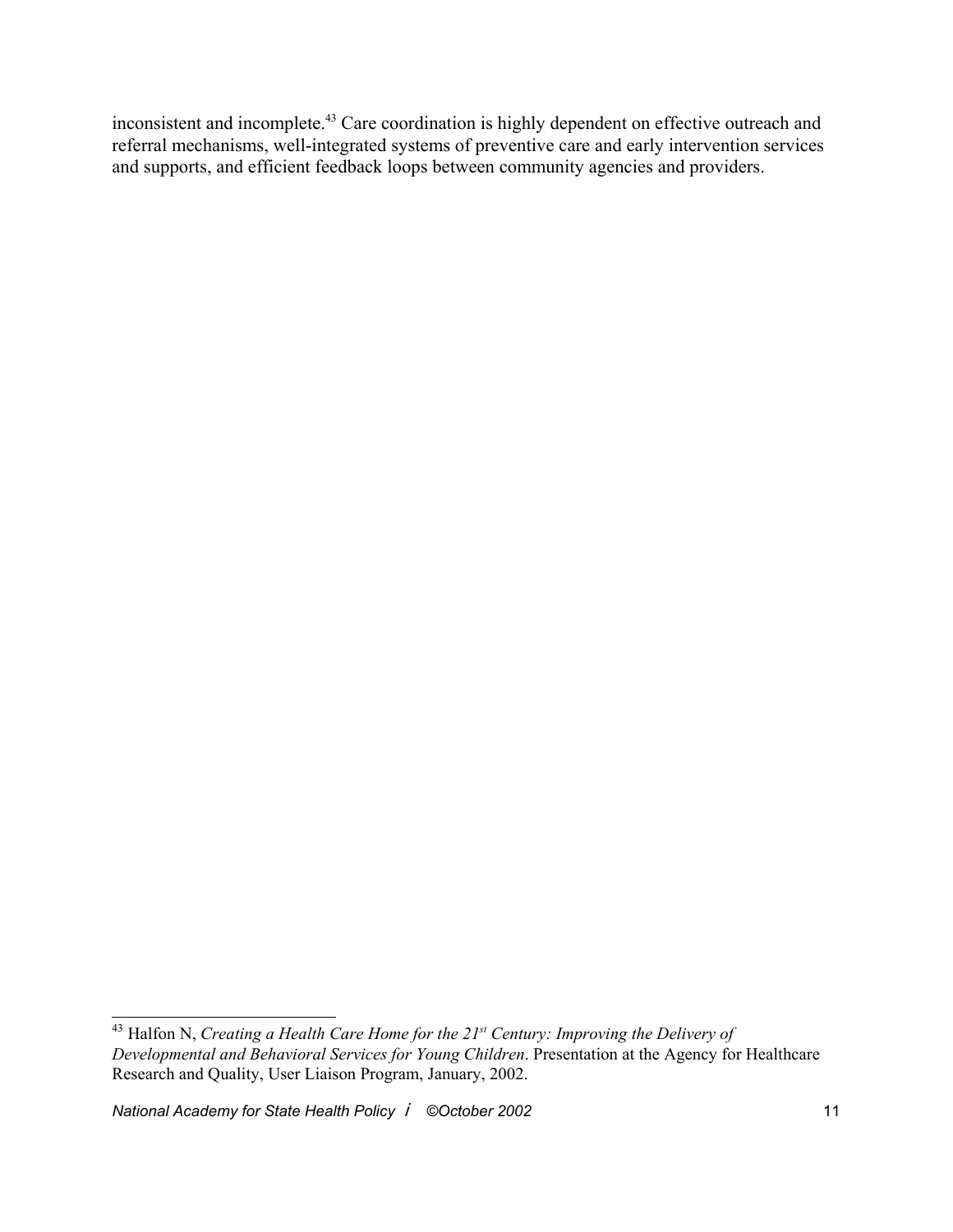inconsistent and incomplete.[43] Care coordination is highly dependent on effective outreach and referral mechanisms, well-integrated systems of preventive care and early intervention services and supports, and efficient feedback loops between community agencies and providers.

---

[43] Halfon N, *Creating a Health Care Home for the 21st Century: Improving the Delivery of Developmental and Behavioral Services for Young Children*. Presentation at the Agency for Healthcare Research and Quality, User Liaison Program, January, 2002.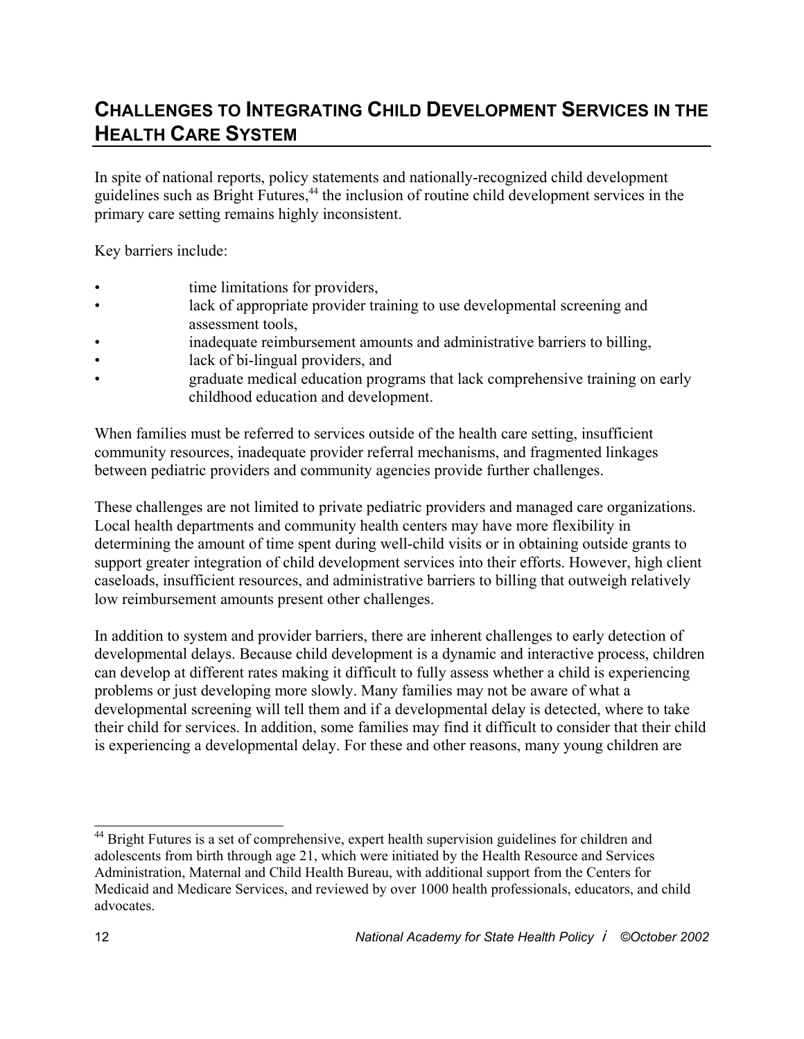## CHALLENGES TO INTEGRATING CHILD DEVELOPMENT SERVICES IN THE HEALTH CARE SYSTEM

In spite of national reports, policy statements and nationally-recognized child development guidelines such as Bright Futures,[44] the inclusion of routine child development services in the primary care setting remains highly inconsistent.

Key barriers include:

- time limitations for providers,
- lack of appropriate provider training to use developmental screening and assessment tools,
- inadequate reimbursement amounts and administrative barriers to billing,
- lack of bi-lingual providers, and
- graduate medical education programs that lack comprehensive training on early childhood education and development.

When families must be referred to services outside of the health care setting, insufficient community resources, inadequate provider referral mechanisms, and fragmented linkages between pediatric providers and community agencies provide further challenges.

These challenges are not limited to private pediatric providers and managed care organizations. Local health departments and community health centers may have more flexibility in determining the amount of time spent during well-child visits or in obtaining outside grants to support greater integration of child development services into their efforts. However, high client caseloads, insufficient resources, and administrative barriers to billing that outweigh relatively low reimbursement amounts present other challenges.

In addition to system and provider barriers, there are inherent challenges to early detection of developmental delays. Because child development is a dynamic and interactive process, children can develop at different rates making it difficult to fully assess whether a child is experiencing problems or just developing more slowly. Many families may not be aware of what a developmental screening will tell them and if a developmental delay is detected, where to take their child for services. In addition, some families may find it difficult to consider that their child is experiencing a developmental delay. For these and other reasons, many young children are

---

[44] Bright Futures is a set of comprehensive, expert health supervision guidelines for children and adolescents from birth through age 21, which were initiated by the Health Resource and Services Administration, Maternal and Child Health Bureau, with additional support from the Centers for Medicaid and Medicare Services, and reviewed by over 1000 health professionals, educators, and child advocates.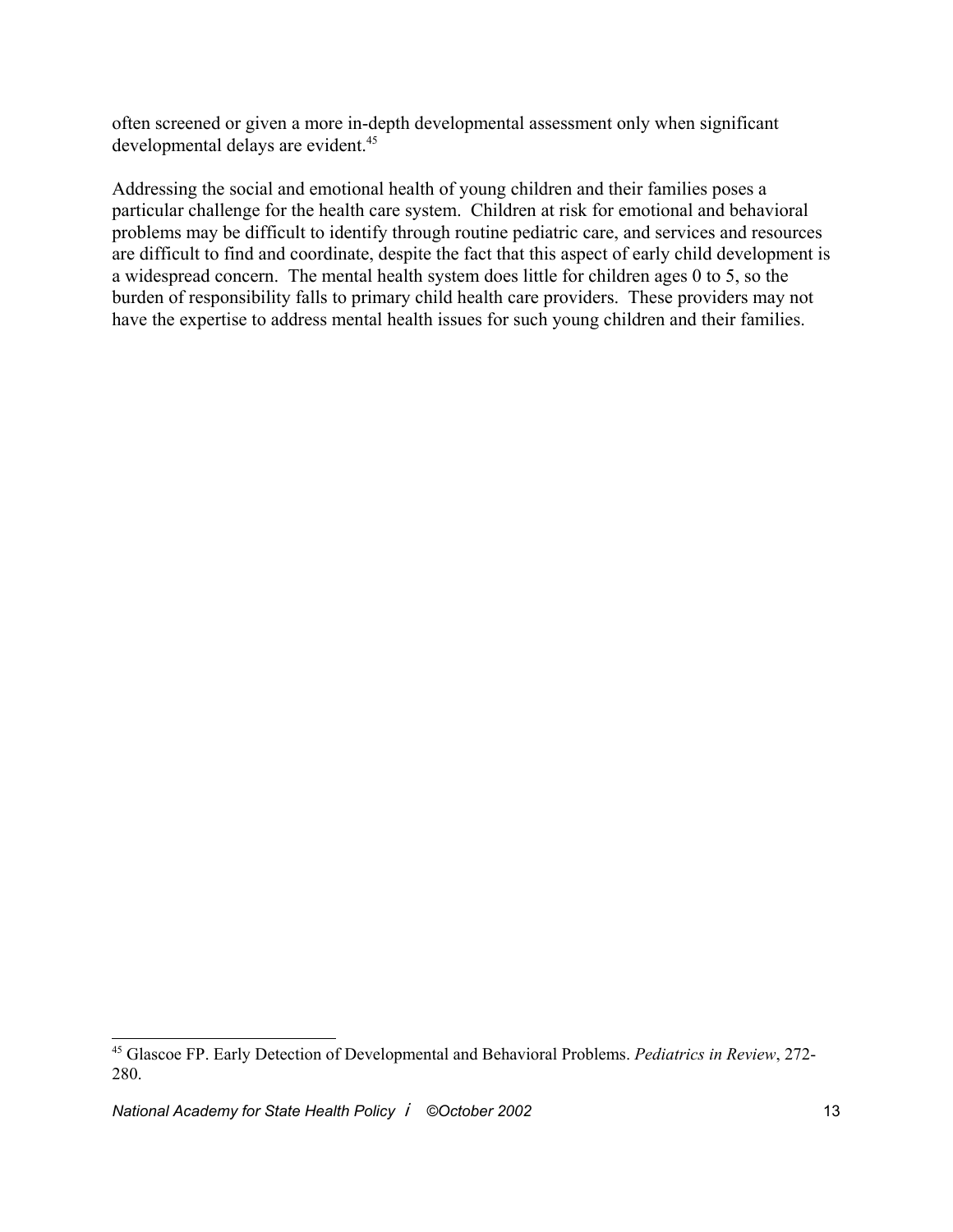often screened or given a more in-depth developmental assessment only when significant developmental delays are evident.[45]

Addressing the social and emotional health of young children and their families poses a particular challenge for the health care system. Children at risk for emotional and behavioral problems may be difficult to identify through routine pediatric care, and services and resources are difficult to find and coordinate, despite the fact that this aspect of early child development is a widespread concern. The mental health system does little for children ages 0 to 5, so the burden of responsibility falls to primary child health care providers. These providers may not have the expertise to address mental health issues for such young children and their families.

---

[45] Glascoe FP. Early Detection of Developmental and Behavioral Problems. *Pediatrics in Review*, 272-280.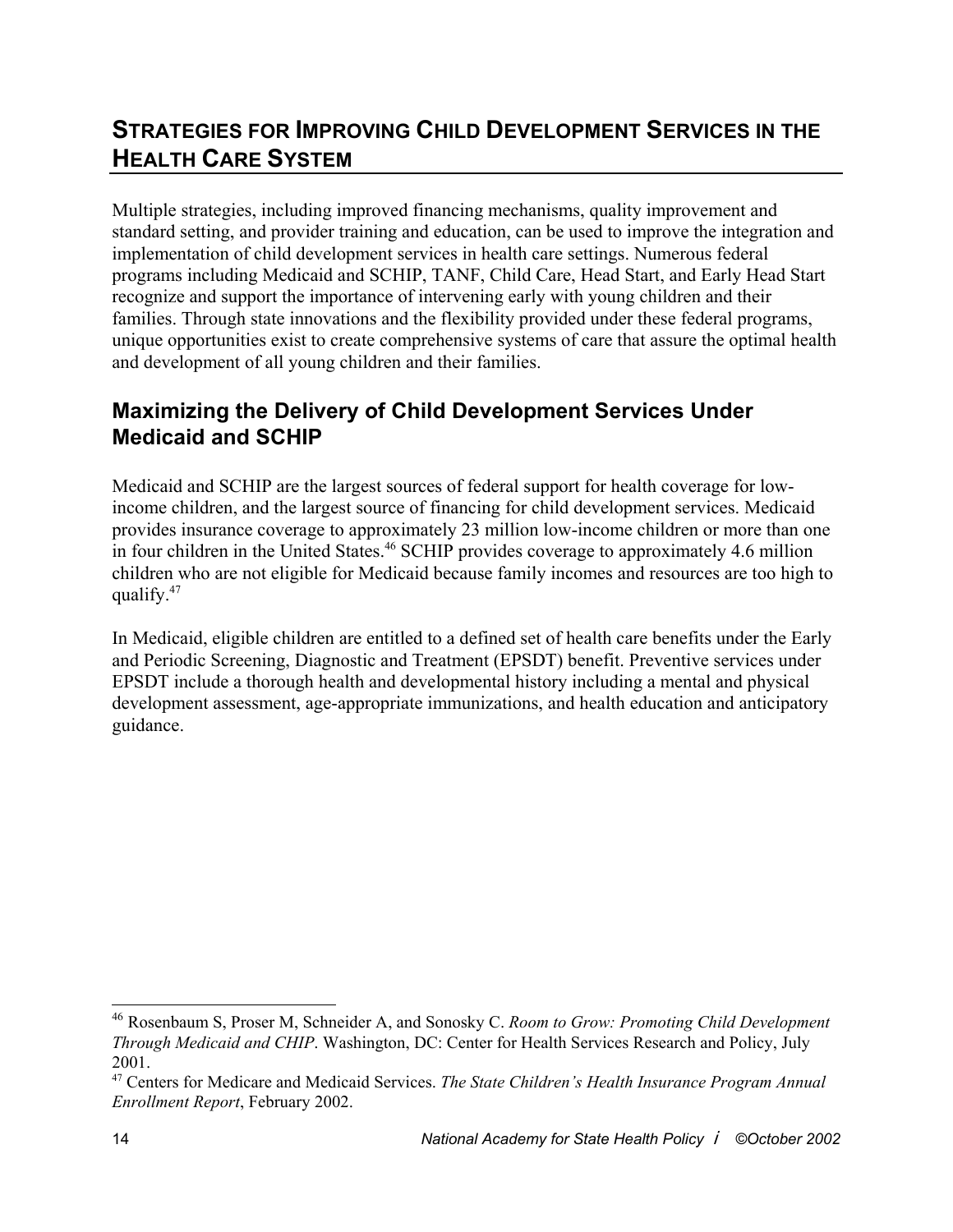## Strategies for Improving Child Development Services in the Health Care System

Multiple strategies, including improved financing mechanisms, quality improvement and standard setting, and provider training and education, can be used to improve the integration and implementation of child development services in health care settings. Numerous federal programs including Medicaid and SCHIP, TANF, Child Care, Head Start, and Early Head Start recognize and support the importance of intervening early with young children and their families. Through state innovations and the flexibility provided under these federal programs, unique opportunities exist to create comprehensive systems of care that assure the optimal health and development of all young children and their families.

### Maximizing the Delivery of Child Development Services Under Medicaid and SCHIP

Medicaid and SCHIP are the largest sources of federal support for health coverage for low-income children, and the largest source of financing for child development services. Medicaid provides insurance coverage to approximately 23 million low-income children or more than one in four children in the United States.[46] SCHIP provides coverage to approximately 4.6 million children who are not eligible for Medicaid because family incomes and resources are too high to qualify.[47]

In Medicaid, eligible children are entitled to a defined set of health care benefits under the Early and Periodic Screening, Diagnostic and Treatment (EPSDT) benefit. Preventive services under EPSDT include a thorough health and developmental history including a mental and physical development assessment, age-appropriate immunizations, and health education and anticipatory guidance.

---

[46] Rosenbaum S, Proser M, Schneider A, and Sonosky C. *Room to Grow: Promoting Child Development Through Medicaid and CHIP*. Washington, DC: Center for Health Services Research and Policy, July 2001.

[47] Centers for Medicare and Medicaid Services. *The State Children's Health Insurance Program Annual Enrollment Report*, February 2002.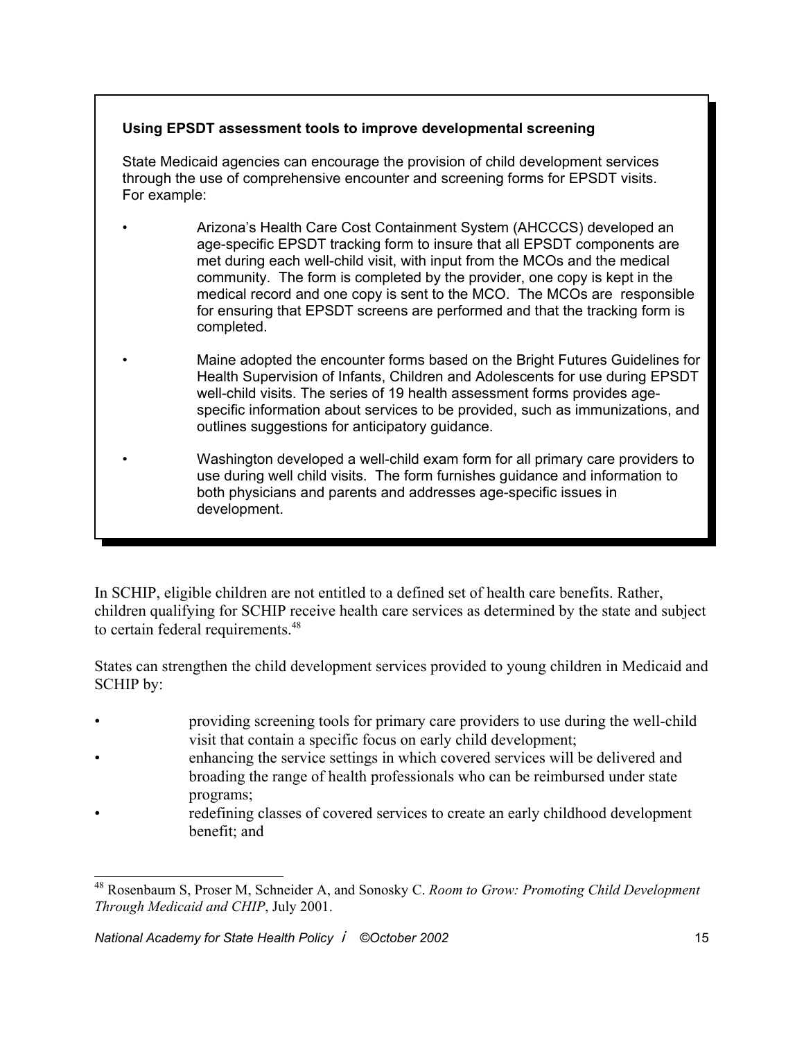**Using EPSDT assessment tools to improve developmental screening**

State Medicaid agencies can encourage the provision of child development services through the use of comprehensive encounter and screening forms for EPSDT visits. For example:

- Arizona's Health Care Cost Containment System (AHCCCS) developed an age-specific EPSDT tracking form to insure that all EPSDT components are met during each well-child visit, with input from the MCOs and the medical community. The form is completed by the provider, one copy is kept in the medical record and one copy is sent to the MCO. The MCOs are responsible for ensuring that EPSDT screens are performed and that the tracking form is completed.
- Maine adopted the encounter forms based on the Bright Futures Guidelines for Health Supervision of Infants, Children and Adolescents for use during EPSDT well-child visits. The series of 19 health assessment forms provides age-specific information about services to be provided, such as immunizations, and outlines suggestions for anticipatory guidance.
- Washington developed a well-child exam form for all primary care providers to use during well child visits. The form furnishes guidance and information to both physicians and parents and addresses age-specific issues in development.

In SCHIP, eligible children are not entitled to a defined set of health care benefits. Rather, children qualifying for SCHIP receive health care services as determined by the state and subject to certain federal requirements.[48]

States can strengthen the child development services provided to young children in Medicaid and SCHIP by:

- providing screening tools for primary care providers to use during the well-child visit that contain a specific focus on early child development;
- enhancing the service settings in which covered services will be delivered and broading the range of health professionals who can be reimbursed under state programs;
- redefining classes of covered services to create an early childhood development benefit; and

[48] Rosenbaum S, Proser M, Schneider A, and Sonosky C. *Room to Grow: Promoting Child Development Through Medicaid and CHIP*, July 2001.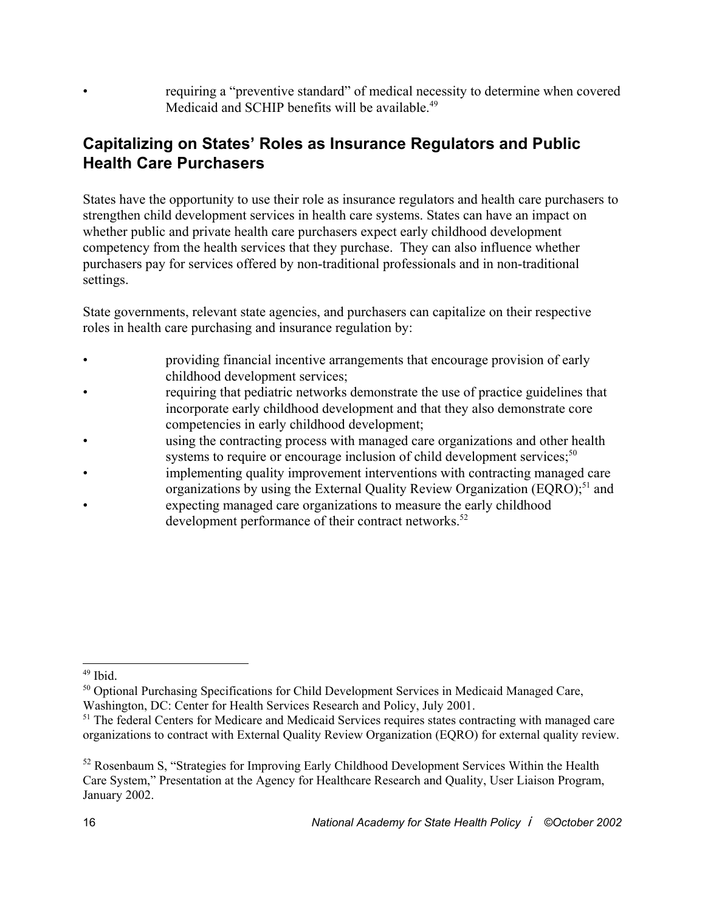- requiring a "preventive standard" of medical necessity to determine when covered Medicaid and SCHIP benefits will be available.[49]

## Capitalizing on States' Roles as Insurance Regulators and Public Health Care Purchasers

States have the opportunity to use their role as insurance regulators and health care purchasers to strengthen child development services in health care systems. States can have an impact on whether public and private health care purchasers expect early childhood development competency from the health services that they purchase. They can also influence whether purchasers pay for services offered by non-traditional professionals and in non-traditional settings.

State governments, relevant state agencies, and purchasers can capitalize on their respective roles in health care purchasing and insurance regulation by:

- providing financial incentive arrangements that encourage provision of early childhood development services;
- requiring that pediatric networks demonstrate the use of practice guidelines that incorporate early childhood development and that they also demonstrate core competencies in early childhood development;
- using the contracting process with managed care organizations and other health systems to require or encourage inclusion of child development services;[50]
- implementing quality improvement interventions with contracting managed care organizations by using the External Quality Review Organization (EQRO);[51] and
- expecting managed care organizations to measure the early childhood development performance of their contract networks.[52]

---

[49] Ibid.

[50] Optional Purchasing Specifications for Child Development Services in Medicaid Managed Care, Washington, DC: Center for Health Services Research and Policy, July 2001.

[51] The federal Centers for Medicare and Medicaid Services requires states contracting with managed care organizations to contract with External Quality Review Organization (EQRO) for external quality review.

[52] Rosenbaum S, "Strategies for Improving Early Childhood Development Services Within the Health Care System," Presentation at the Agency for Healthcare Research and Quality, User Liaison Program, January 2002.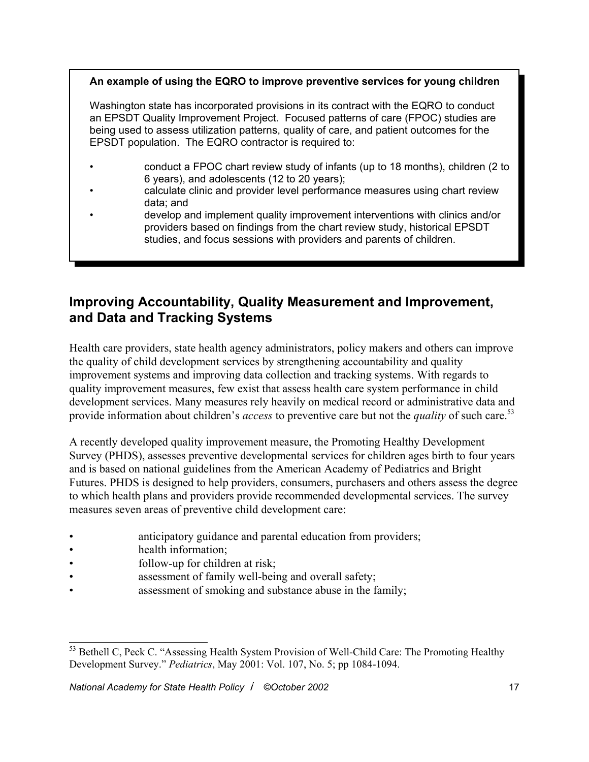**An example of using the EQRO to improve preventive services for young children**

Washington state has incorporated provisions in its contract with the EQRO to conduct an EPSDT Quality Improvement Project. Focused patterns of care (FPOC) studies are being used to assess utilization patterns, quality of care, and patient outcomes for the EPSDT population. The EQRO contractor is required to:

- conduct a FPOC chart review study of infants (up to 18 months), children (2 to 6 years), and adolescents (12 to 20 years);
- calculate clinic and provider level performance measures using chart review data; and
- develop and implement quality improvement interventions with clinics and/or providers based on findings from the chart review study, historical EPSDT studies, and focus sessions with providers and parents of children.

## Improving Accountability, Quality Measurement and Improvement, and Data and Tracking Systems

Health care providers, state health agency administrators, policy makers and others can improve the quality of child development services by strengthening accountability and quality improvement systems and improving data collection and tracking systems. With regards to quality improvement measures, few exist that assess health care system performance in child development services. Many measures rely heavily on medical record or administrative data and provide information about children's *access* to preventive care but not the *quality* of such care.[53]

A recently developed quality improvement measure, the Promoting Healthy Development Survey (PHDS), assesses preventive developmental services for children ages birth to four years and is based on national guidelines from the American Academy of Pediatrics and Bright Futures. PHDS is designed to help providers, consumers, purchasers and others assess the degree to which health plans and providers provide recommended developmental services. The survey measures seven areas of preventive child development care:

- anticipatory guidance and parental education from providers;
- health information;
- follow-up for children at risk;
- assessment of family well-being and overall safety;
- assessment of smoking and substance abuse in the family;

[53] Bethell C, Peck C. "Assessing Health System Provision of Well-Child Care: The Promoting Healthy Development Survey." *Pediatrics*, May 2001: Vol. 107, No. 5; pp 1084-1094.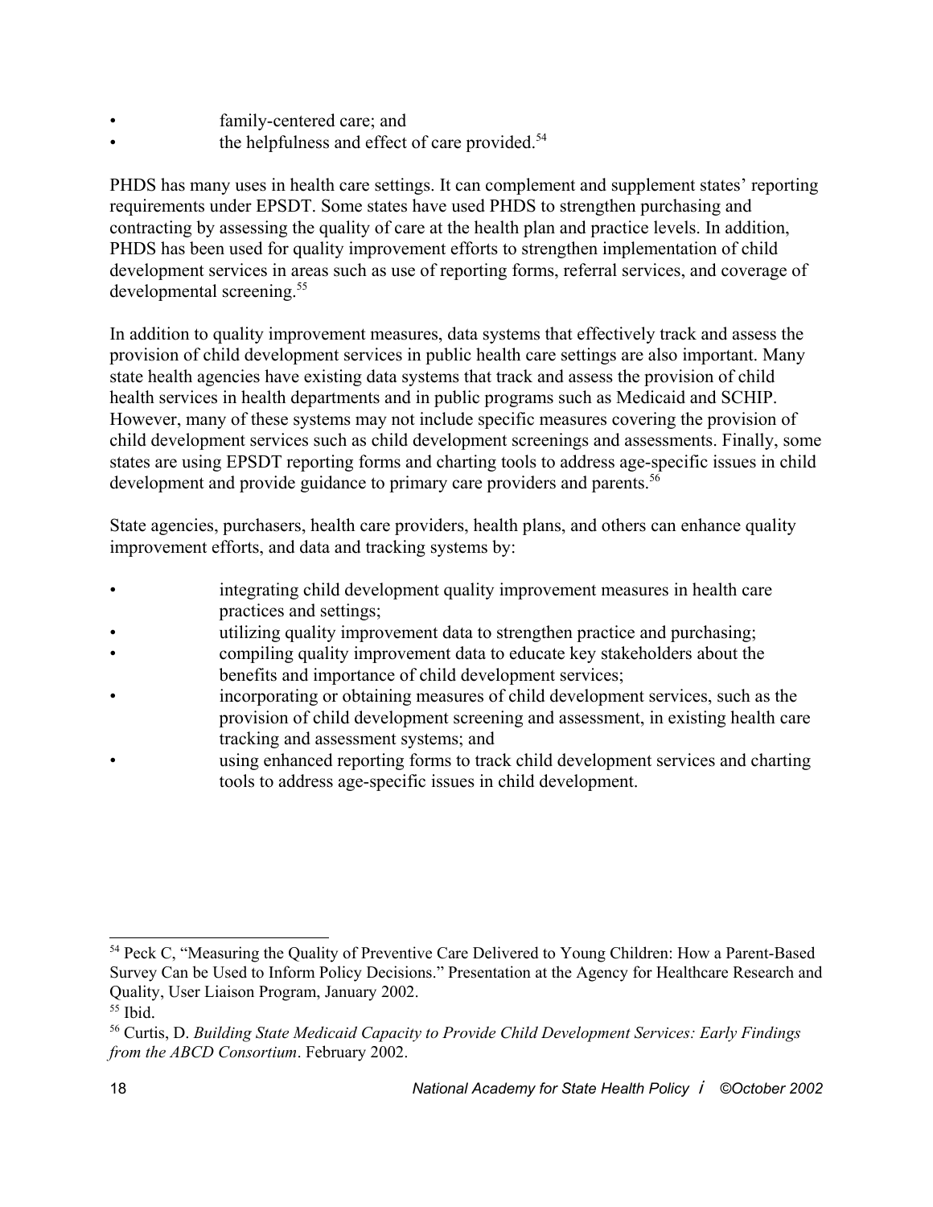- family-centered care; and
- the helpfulness and effect of care provided.[54]

PHDS has many uses in health care settings. It can complement and supplement states' reporting requirements under EPSDT. Some states have used PHDS to strengthen purchasing and contracting by assessing the quality of care at the health plan and practice levels. In addition, PHDS has been used for quality improvement efforts to strengthen implementation of child development services in areas such as use of reporting forms, referral services, and coverage of developmental screening.[55]

In addition to quality improvement measures, data systems that effectively track and assess the provision of child development services in public health care settings are also important. Many state health agencies have existing data systems that track and assess the provision of child health services in health departments and in public programs such as Medicaid and SCHIP. However, many of these systems may not include specific measures covering the provision of child development services such as child development screenings and assessments. Finally, some states are using EPSDT reporting forms and charting tools to address age-specific issues in child development and provide guidance to primary care providers and parents.[56]

State agencies, purchasers, health care providers, health plans, and others can enhance quality improvement efforts, and data and tracking systems by:

- integrating child development quality improvement measures in health care practices and settings;
- utilizing quality improvement data to strengthen practice and purchasing;
- compiling quality improvement data to educate key stakeholders about the benefits and importance of child development services;
- incorporating or obtaining measures of child development services, such as the provision of child development screening and assessment, in existing health care tracking and assessment systems; and
- using enhanced reporting forms to track child development services and charting tools to address age-specific issues in child development.

---

[54] Peck C, "Measuring the Quality of Preventive Care Delivered to Young Children: How a Parent-Based Survey Can be Used to Inform Policy Decisions." Presentation at the Agency for Healthcare Research and Quality, User Liaison Program, January 2002.

[55] Ibid.

[56] Curtis, D. *Building State Medicaid Capacity to Provide Child Development Services: Early Findings from the ABCD Consortium*. February 2002.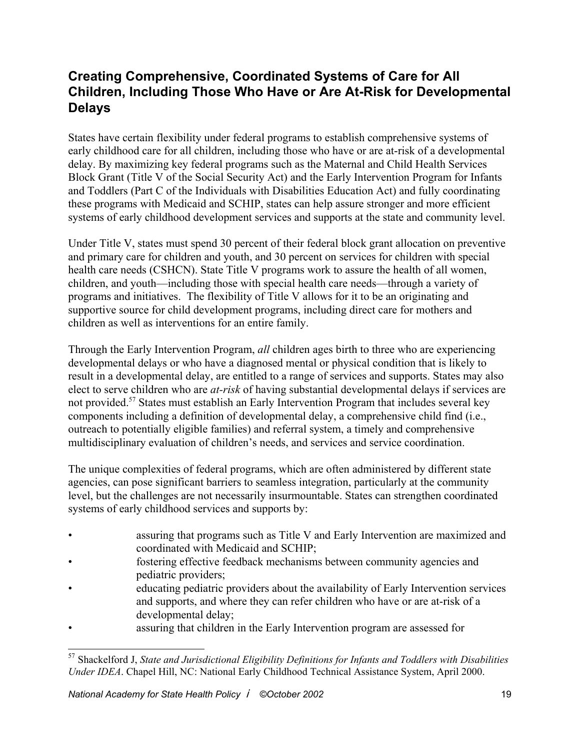## Creating Comprehensive, Coordinated Systems of Care for All Children, Including Those Who Have or Are At-Risk for Developmental Delays

States have certain flexibility under federal programs to establish comprehensive systems of early childhood care for all children, including those who have or are at-risk of a developmental delay. By maximizing key federal programs such as the Maternal and Child Health Services Block Grant (Title V of the Social Security Act) and the Early Intervention Program for Infants and Toddlers (Part C of the Individuals with Disabilities Education Act) and fully coordinating these programs with Medicaid and SCHIP, states can help assure stronger and more efficient systems of early childhood development services and supports at the state and community level.

Under Title V, states must spend 30 percent of their federal block grant allocation on preventive and primary care for children and youth, and 30 percent on services for children with special health care needs (CSHCN). State Title V programs work to assure the health of all women, children, and youth—including those with special health care needs—through a variety of programs and initiatives. The flexibility of Title V allows for it to be an originating and supportive source for child development programs, including direct care for mothers and children as well as interventions for an entire family.

Through the Early Intervention Program, *all* children ages birth to three who are experiencing developmental delays or who have a diagnosed mental or physical condition that is likely to result in a developmental delay, are entitled to a range of services and supports. States may also elect to serve children who are *at-risk* of having substantial developmental delays if services are not provided.[57] States must establish an Early Intervention Program that includes several key components including a definition of developmental delay, a comprehensive child find (i.e., outreach to potentially eligible families) and referral system, a timely and comprehensive multidisciplinary evaluation of children's needs, and services and service coordination.

The unique complexities of federal programs, which are often administered by different state agencies, can pose significant barriers to seamless integration, particularly at the community level, but the challenges are not necessarily insurmountable. States can strengthen coordinated systems of early childhood services and supports by:

- assuring that programs such as Title V and Early Intervention are maximized and coordinated with Medicaid and SCHIP;
- fostering effective feedback mechanisms between community agencies and pediatric providers;
- educating pediatric providers about the availability of Early Intervention services and supports, and where they can refer children who have or are at-risk of a developmental delay;
- assuring that children in the Early Intervention program are assessed for

---

[57] Shackelford J, *State and Jurisdictional Eligibility Definitions for Infants and Toddlers with Disabilities Under IDEA*. Chapel Hill, NC: National Early Childhood Technical Assistance System, April 2000.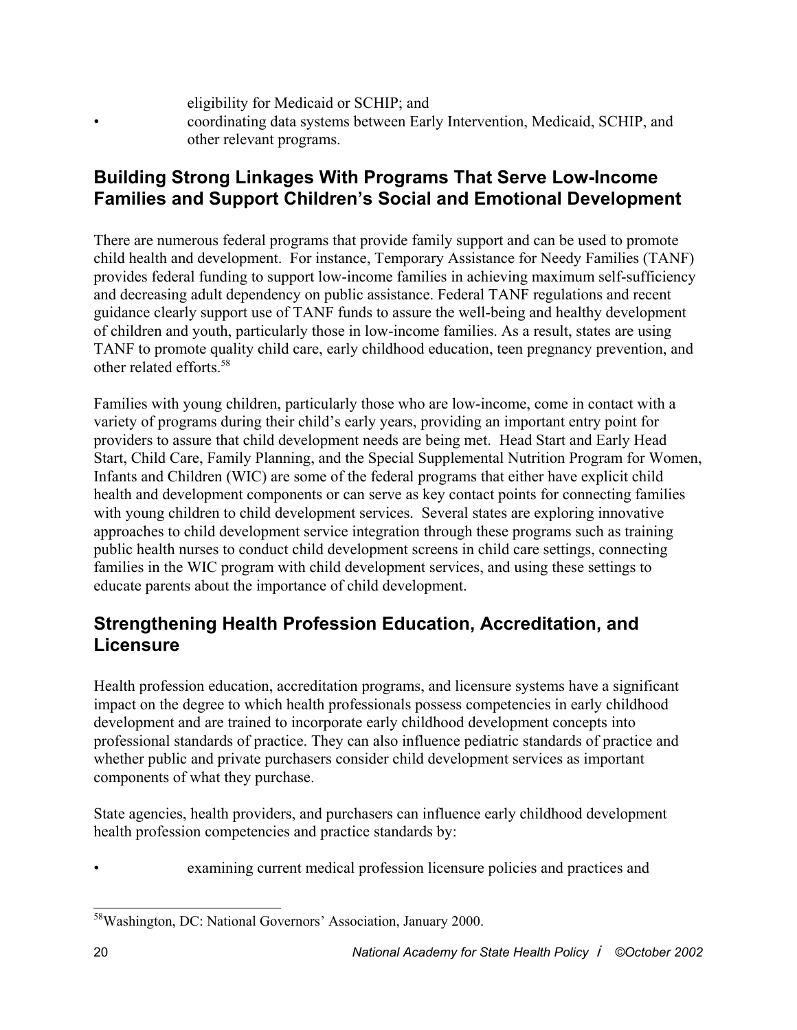eligibility for Medicaid or SCHIP; and

- coordinating data systems between Early Intervention, Medicaid, SCHIP, and other relevant programs.

## Building Strong Linkages With Programs That Serve Low-Income Families and Support Children's Social and Emotional Development

There are numerous federal programs that provide family support and can be used to promote child health and development. For instance, Temporary Assistance for Needy Families (TANF) provides federal funding to support low-income families in achieving maximum self-sufficiency and decreasing adult dependency on public assistance. Federal TANF regulations and recent guidance clearly support use of TANF funds to assure the well-being and healthy development of children and youth, particularly those in low-income families. As a result, states are using TANF to promote quality child care, early childhood education, teen pregnancy prevention, and other related efforts.[58]

Families with young children, particularly those who are low-income, come in contact with a variety of programs during their child's early years, providing an important entry point for providers to assure that child development needs are being met. Head Start and Early Head Start, Child Care, Family Planning, and the Special Supplemental Nutrition Program for Women, Infants and Children (WIC) are some of the federal programs that either have explicit child health and development components or can serve as key contact points for connecting families with young children to child development services. Several states are exploring innovative approaches to child development service integration through these programs such as training public health nurses to conduct child development screens in child care settings, connecting families in the WIC program with child development services, and using these settings to educate parents about the importance of child development.

## Strengthening Health Profession Education, Accreditation, and Licensure

Health profession education, accreditation programs, and licensure systems have a significant impact on the degree to which health professionals possess competencies in early childhood development and are trained to incorporate early childhood development concepts into professional standards of practice. They can also influence pediatric standards of practice and whether public and private purchasers consider child development services as important components of what they purchase.

State agencies, health providers, and purchasers can influence early childhood development health profession competencies and practice standards by:

- examining current medical profession licensure policies and practices and

[58]Washington, DC: National Governors' Association, January 2000.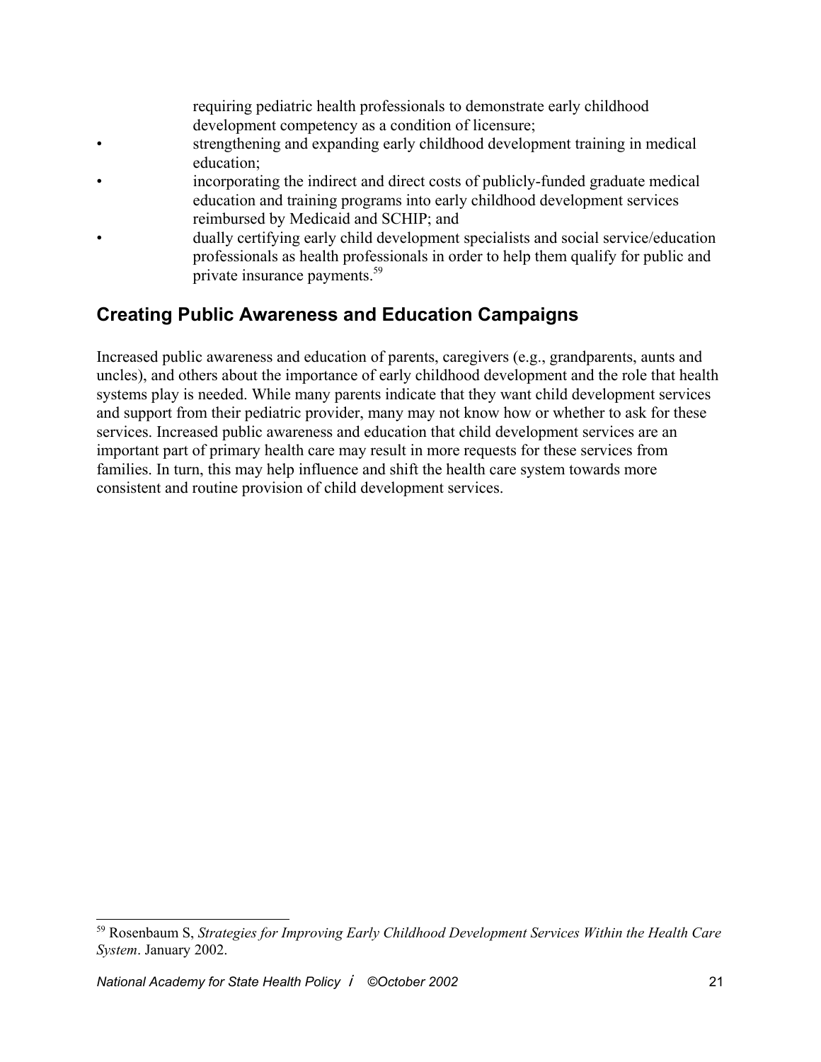- requiring pediatric health professionals to demonstrate early childhood development competency as a condition of licensure;
- strengthening and expanding early childhood development training in medical education;
- incorporating the indirect and direct costs of publicly-funded graduate medical education and training programs into early childhood development services reimbursed by Medicaid and SCHIP; and
- dually certifying early child development specialists and social service/education professionals as health professionals in order to help them qualify for public and private insurance payments.[59]

## Creating Public Awareness and Education Campaigns

Increased public awareness and education of parents, caregivers (e.g., grandparents, aunts and uncles), and others about the importance of early childhood development and the role that health systems play is needed. While many parents indicate that they want child development services and support from their pediatric provider, many may not know how or whether to ask for these services. Increased public awareness and education that child development services are an important part of primary health care may result in more requests for these services from families. In turn, this may help influence and shift the health care system towards more consistent and routine provision of child development services.

---

[59] Rosenbaum S, *Strategies for Improving Early Childhood Development Services Within the Health Care System*. January 2002.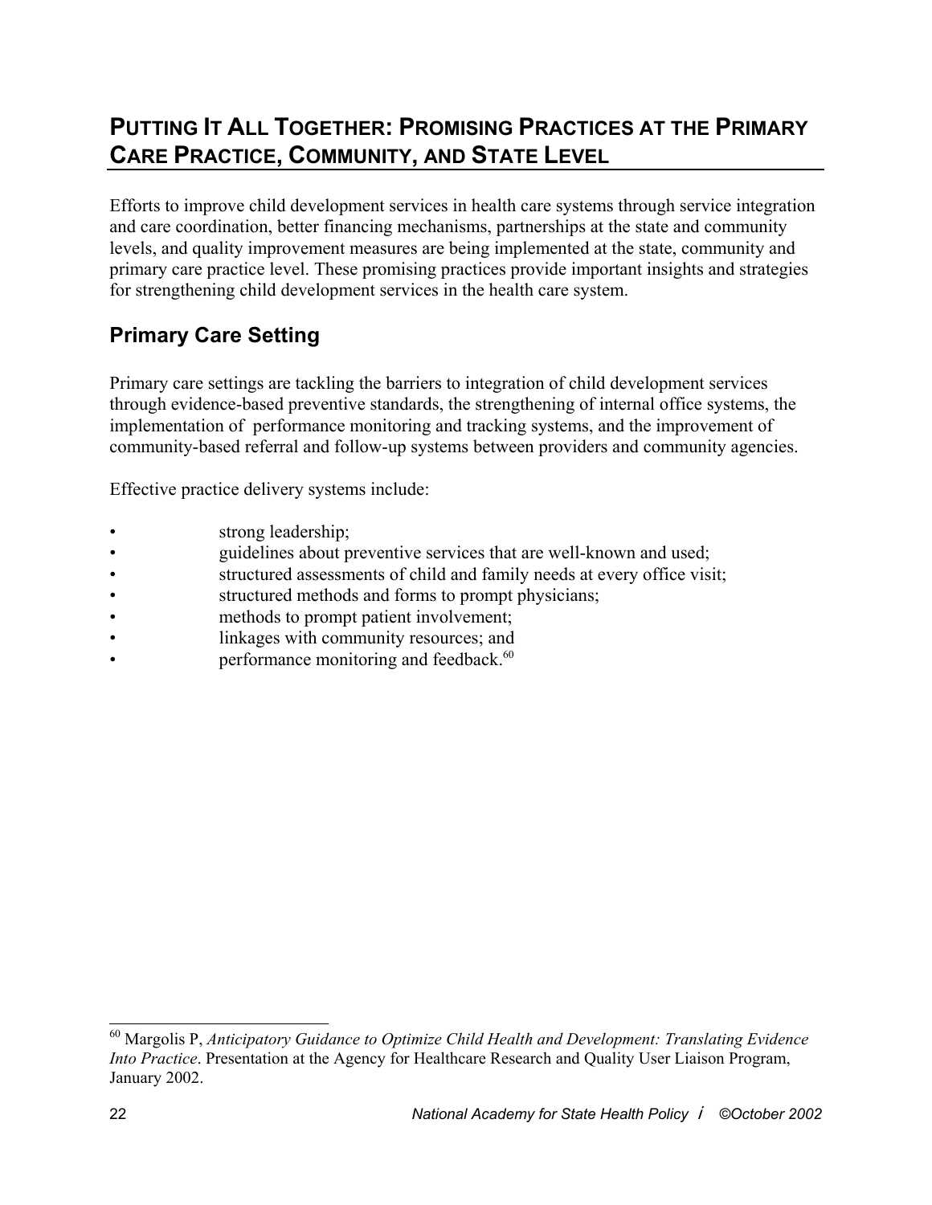## PUTTING IT ALL TOGETHER: PROMISING PRACTICES AT THE PRIMARY CARE PRACTICE, COMMUNITY, AND STATE LEVEL

Efforts to improve child development services in health care systems through service integration and care coordination, better financing mechanisms, partnerships at the state and community levels, and quality improvement measures are being implemented at the state, community and primary care practice level. These promising practices provide important insights and strategies for strengthening child development services in the health care system.

### Primary Care Setting

Primary care settings are tackling the barriers to integration of child development services through evidence-based preventive standards, the strengthening of internal office systems, the implementation of performance monitoring and tracking systems, and the improvement of community-based referral and follow-up systems between providers and community agencies.

Effective practice delivery systems include:

- strong leadership;
- guidelines about preventive services that are well-known and used;
- structured assessments of child and family needs at every office visit;
- structured methods and forms to prompt physicians;
- methods to prompt patient involvement;
- linkages with community resources; and
- performance monitoring and feedback.[60]

---

[60] Margolis P, *Anticipatory Guidance to Optimize Child Health and Development: Translating Evidence Into Practice*. Presentation at the Agency for Healthcare Research and Quality User Liaison Program, January 2002.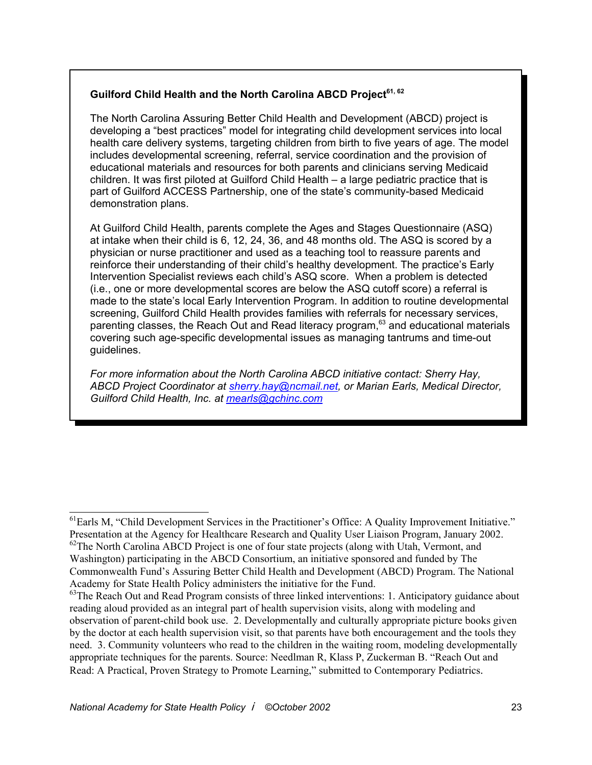**Guilford Child Health and the North Carolina ABCD Project**[61, 62]

The North Carolina Assuring Better Child Health and Development (ABCD) project is developing a "best practices" model for integrating child development services into local health care delivery systems, targeting children from birth to five years of age. The model includes developmental screening, referral, service coordination and the provision of educational materials and resources for both parents and clinicians serving Medicaid children. It was first piloted at Guilford Child Health – a large pediatric practice that is part of Guilford ACCESS Partnership, one of the state's community-based Medicaid demonstration plans.

At Guilford Child Health, parents complete the Ages and Stages Questionnaire (ASQ) at intake when their child is 6, 12, 24, 36, and 48 months old. The ASQ is scored by a physician or nurse practitioner and used as a teaching tool to reassure parents and reinforce their understanding of their child's healthy development. The practice's Early Intervention Specialist reviews each child's ASQ score. When a problem is detected (i.e., one or more developmental scores are below the ASQ cutoff score) a referral is made to the state's local Early Intervention Program. In addition to routine developmental screening, Guilford Child Health provides families with referrals for necessary services, parenting classes, the Reach Out and Read literacy program,[63] and educational materials covering such age-specific developmental issues as managing tantrums and time-out guidelines.

*For more information about the North Carolina ABCD initiative contact: Sherry Hay, ABCD Project Coordinator at sherry.hay@ncmail.net, or Marian Earls, Medical Director, Guilford Child Health, Inc. at mearls@gchinc.com*

---

[61] Earls M, "Child Development Services in the Practitioner's Office: A Quality Improvement Initiative." Presentation at the Agency for Healthcare Research and Quality User Liaison Program, January 2002.

[62] The North Carolina ABCD Project is one of four state projects (along with Utah, Vermont, and Washington) participating in the ABCD Consortium, an initiative sponsored and funded by The Commonwealth Fund's Assuring Better Child Health and Development (ABCD) Program. The National Academy for State Health Policy administers the initiative for the Fund.

[63] The Reach Out and Read Program consists of three linked interventions: 1. Anticipatory guidance about reading aloud provided as an integral part of health supervision visits, along with modeling and observation of parent-child book use. 2. Developmentally and culturally appropriate picture books given by the doctor at each health supervision visit, so that parents have both encouragement and the tools they need. 3. Community volunteers who read to the children in the waiting room, modeling developmentally appropriate techniques for the parents. Source: Needlman R, Klass P, Zuckerman B. "Reach Out and Read: A Practical, Proven Strategy to Promote Learning," submitted to Contemporary Pediatrics.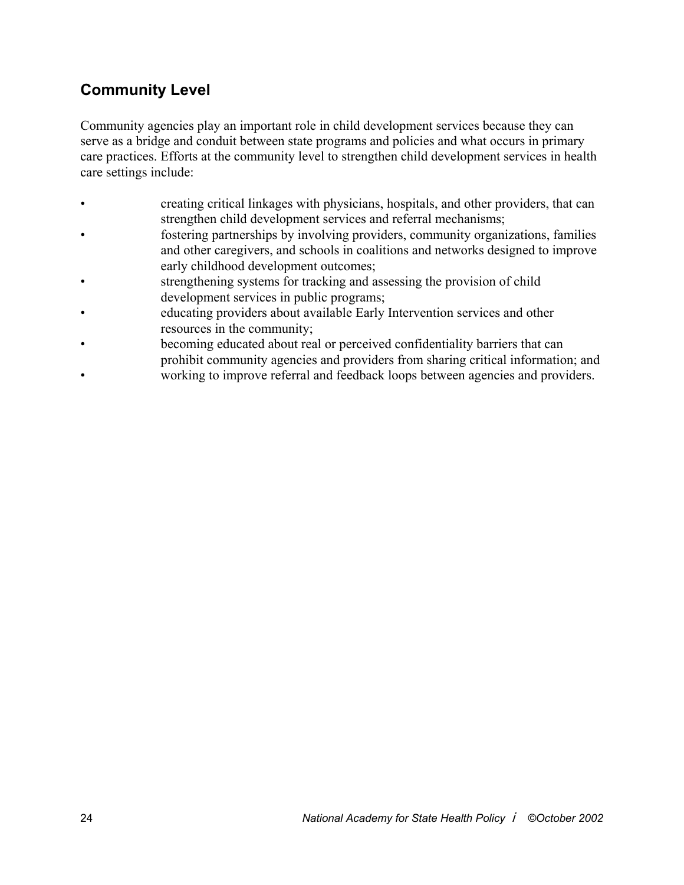## Community Level

Community agencies play an important role in child development services because they can serve as a bridge and conduit between state programs and policies and what occurs in primary care practices. Efforts at the community level to strengthen child development services in health care settings include:

- creating critical linkages with physicians, hospitals, and other providers, that can strengthen child development services and referral mechanisms;
- fostering partnerships by involving providers, community organizations, families and other caregivers, and schools in coalitions and networks designed to improve early childhood development outcomes;
- strengthening systems for tracking and assessing the provision of child development services in public programs;
- educating providers about available Early Intervention services and other resources in the community;
- becoming educated about real or perceived confidentiality barriers that can prohibit community agencies and providers from sharing critical information; and
- working to improve referral and feedback loops between agencies and providers.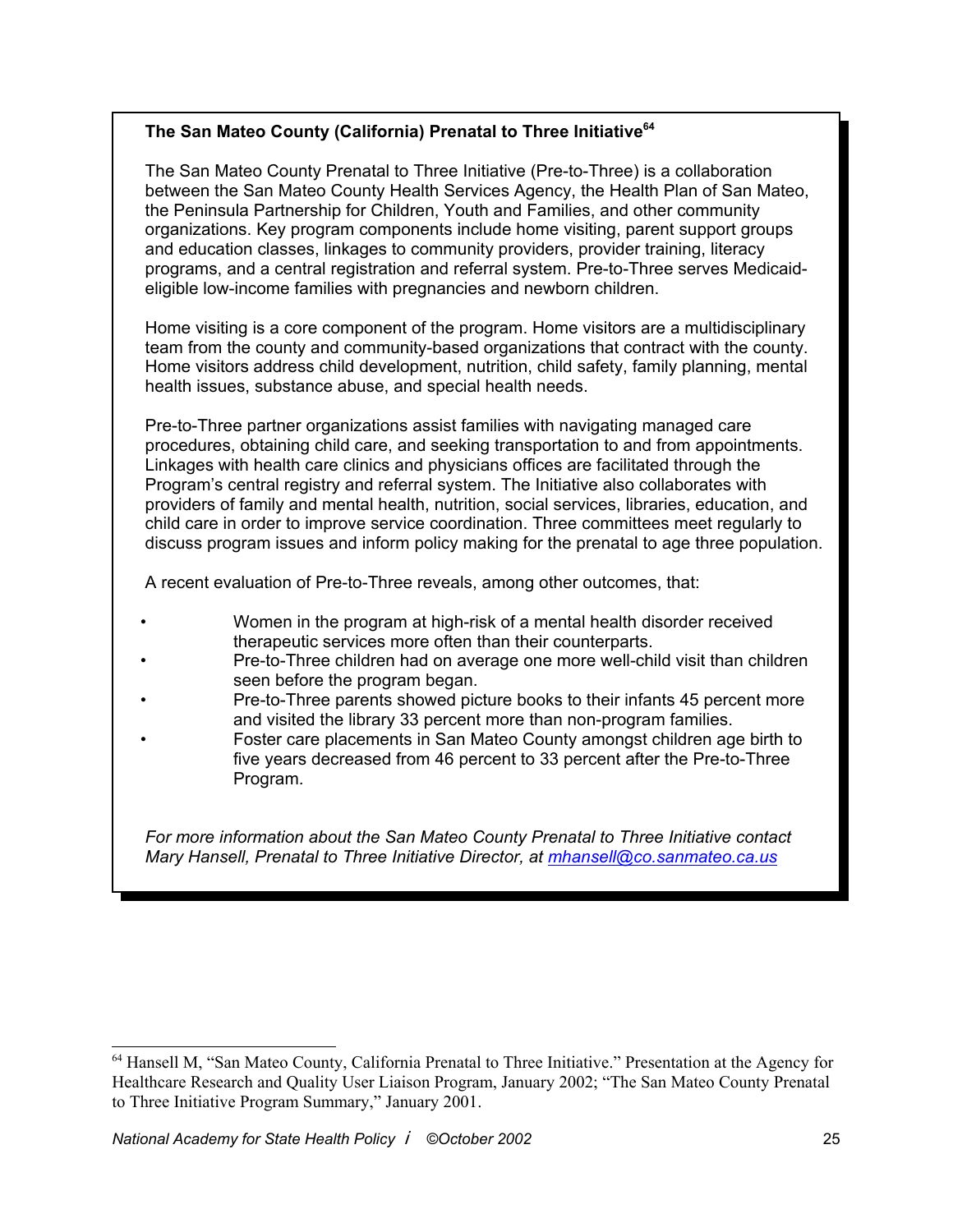**The San Mateo County (California) Prenatal to Three Initiative**[64]

The San Mateo County Prenatal to Three Initiative (Pre-to-Three) is a collaboration between the San Mateo County Health Services Agency, the Health Plan of San Mateo, the Peninsula Partnership for Children, Youth and Families, and other community organizations. Key program components include home visiting, parent support groups and education classes, linkages to community providers, provider training, literacy programs, and a central registration and referral system. Pre-to-Three serves Medicaid-eligible low-income families with pregnancies and newborn children.

Home visiting is a core component of the program. Home visitors are a multidisciplinary team from the county and community-based organizations that contract with the county. Home visitors address child development, nutrition, child safety, family planning, mental health issues, substance abuse, and special health needs.

Pre-to-Three partner organizations assist families with navigating managed care procedures, obtaining child care, and seeking transportation to and from appointments. Linkages with health care clinics and physicians offices are facilitated through the Program's central registry and referral system. The Initiative also collaborates with providers of family and mental health, nutrition, social services, libraries, education, and child care in order to improve service coordination. Three committees meet regularly to discuss program issues and inform policy making for the prenatal to age three population.

A recent evaluation of Pre-to-Three reveals, among other outcomes, that:

- Women in the program at high-risk of a mental health disorder received therapeutic services more often than their counterparts.
- Pre-to-Three children had on average one more well-child visit than children seen before the program began.
- Pre-to-Three parents showed picture books to their infants 45 percent more and visited the library 33 percent more than non-program families.
- Foster care placements in San Mateo County amongst children age birth to five years decreased from 46 percent to 33 percent after the Pre-to-Three Program.

*For more information about the San Mateo County Prenatal to Three Initiative contact Mary Hansell, Prenatal to Three Initiative Director, at mhansell@co.sanmateo.ca.us*

---

[64] Hansell M, "San Mateo County, California Prenatal to Three Initiative." Presentation at the Agency for Healthcare Research and Quality User Liaison Program, January 2002; "The San Mateo County Prenatal to Three Initiative Program Summary," January 2001.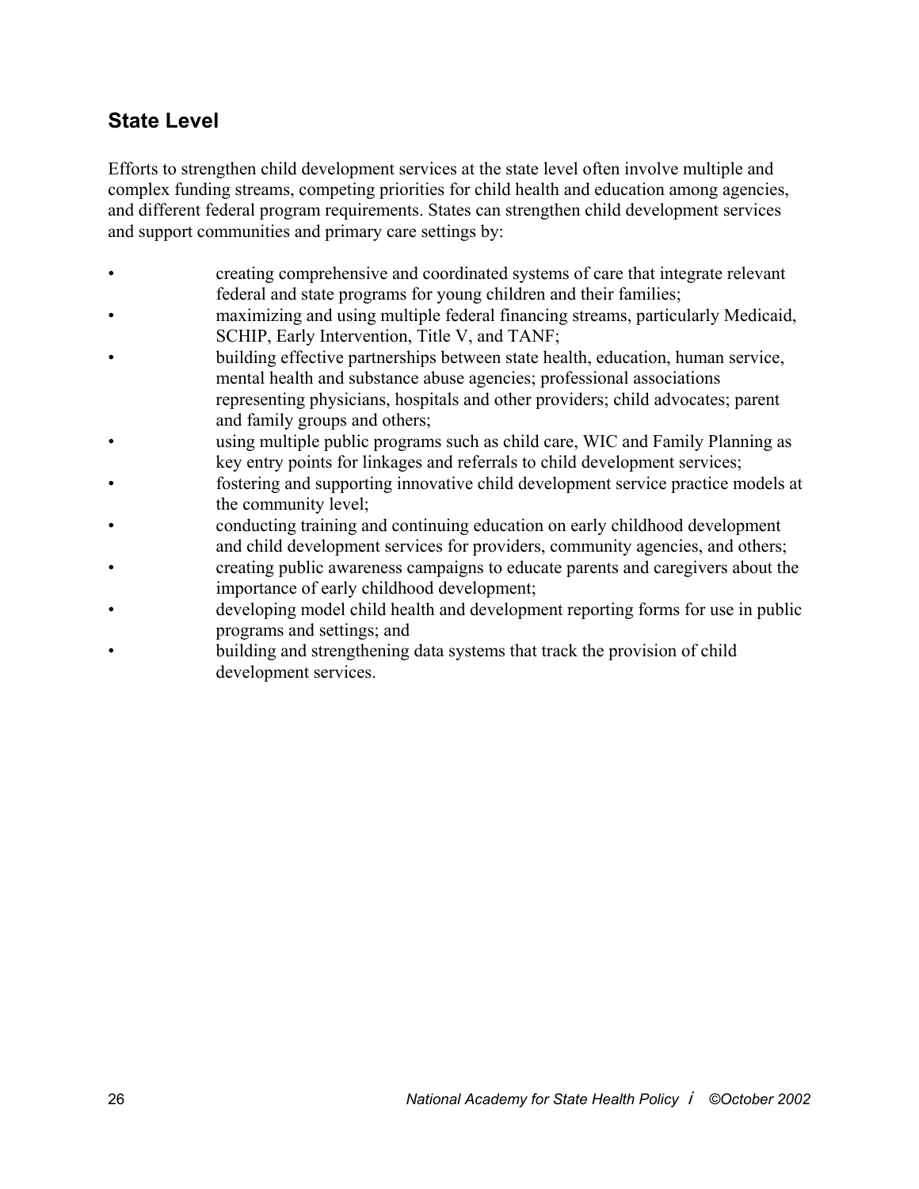## State Level

Efforts to strengthen child development services at the state level often involve multiple and complex funding streams, competing priorities for child health and education among agencies, and different federal program requirements. States can strengthen child development services and support communities and primary care settings by:

- creating comprehensive and coordinated systems of care that integrate relevant federal and state programs for young children and their families;
- maximizing and using multiple federal financing streams, particularly Medicaid, SCHIP, Early Intervention, Title V, and TANF;
- building effective partnerships between state health, education, human service, mental health and substance abuse agencies; professional associations representing physicians, hospitals and other providers; child advocates; parent and family groups and others;
- using multiple public programs such as child care, WIC and Family Planning as key entry points for linkages and referrals to child development services;
- fostering and supporting innovative child development service practice models at the community level;
- conducting training and continuing education on early childhood development and child development services for providers, community agencies, and others;
- creating public awareness campaigns to educate parents and caregivers about the importance of early childhood development;
- developing model child health and development reporting forms for use in public programs and settings; and
- building and strengthening data systems that track the provision of child development services.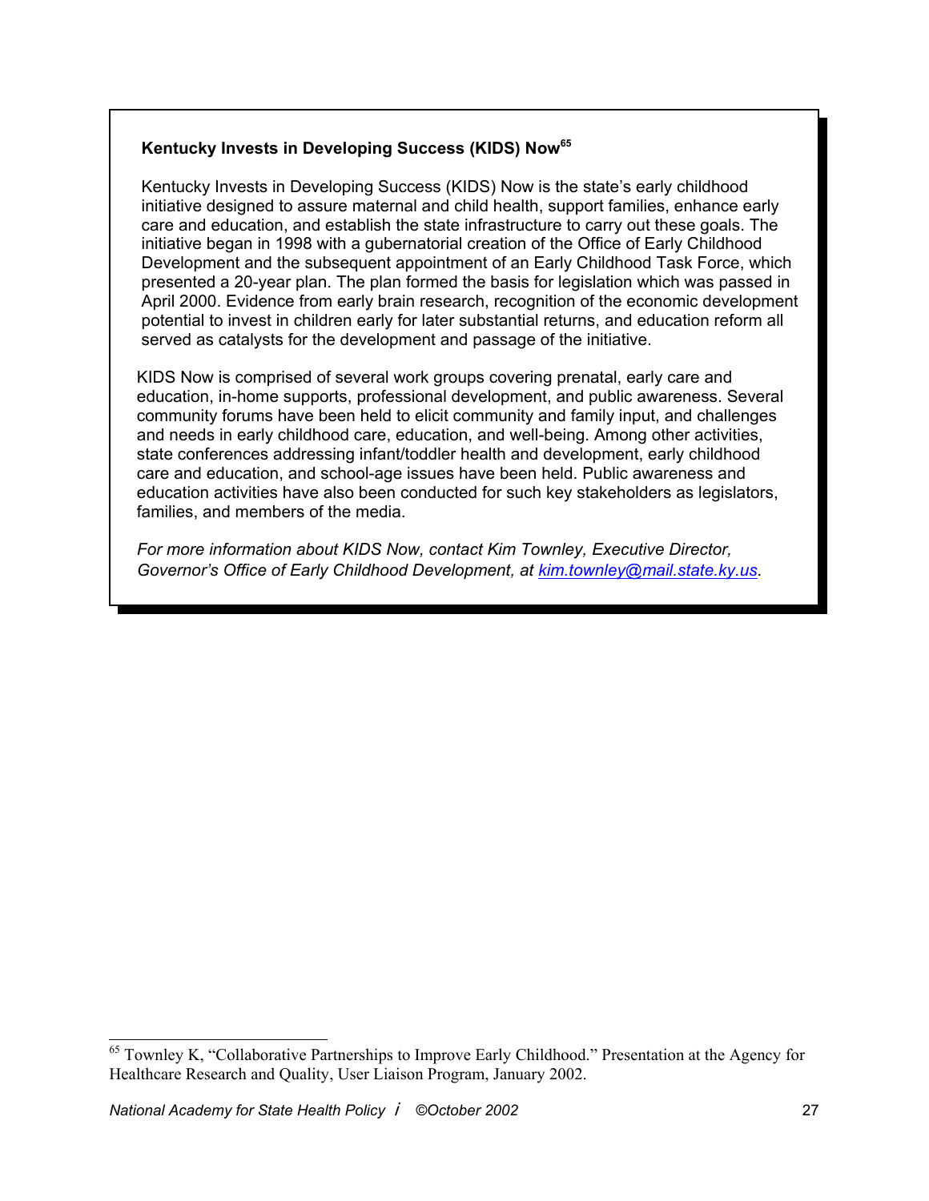**Kentucky Invests in Developing Success (KIDS) Now**[65]

Kentucky Invests in Developing Success (KIDS) Now is the state's early childhood initiative designed to assure maternal and child health, support families, enhance early care and education, and establish the state infrastructure to carry out these goals. The initiative began in 1998 with a gubernatorial creation of the Office of Early Childhood Development and the subsequent appointment of an Early Childhood Task Force, which presented a 20-year plan. The plan formed the basis for legislation which was passed in April 2000. Evidence from early brain research, recognition of the economic development potential to invest in children early for later substantial returns, and education reform all served as catalysts for the development and passage of the initiative.

KIDS Now is comprised of several work groups covering prenatal, early care and education, in-home supports, professional development, and public awareness. Several community forums have been held to elicit community and family input, and challenges and needs in early childhood care, education, and well-being. Among other activities, state conferences addressing infant/toddler health and development, early childhood care and education, and school-age issues have been held. Public awareness and education activities have also been conducted for such key stakeholders as legislators, families, and members of the media.

*For more information about KIDS Now, contact Kim Townley, Executive Director, Governor's Office of Early Childhood Development, at kim.townley@mail.state.ky.us.*

[65] Townley K, "Collaborative Partnerships to Improve Early Childhood." Presentation at the Agency for Healthcare Research and Quality, User Liaison Program, January 2002.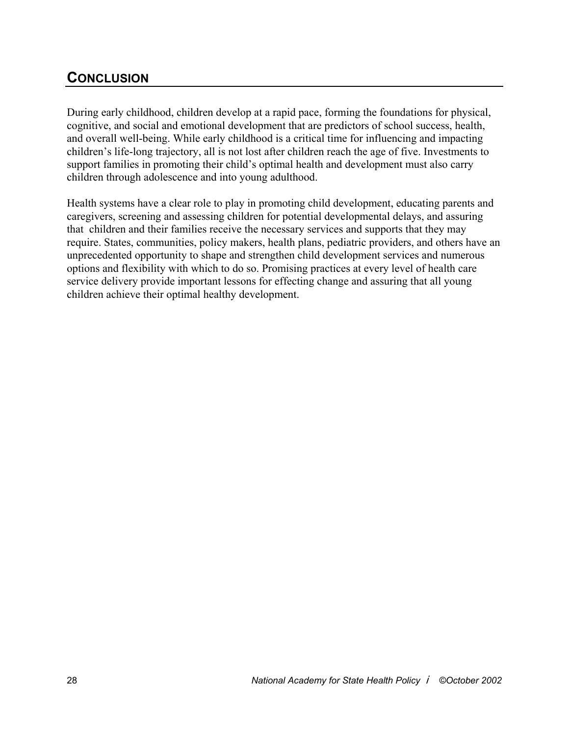## CONCLUSION

During early childhood, children develop at a rapid pace, forming the foundations for physical, cognitive, and social and emotional development that are predictors of school success, health, and overall well-being. While early childhood is a critical time for influencing and impacting children's life-long trajectory, all is not lost after children reach the age of five. Investments to support families in promoting their child's optimal health and development must also carry children through adolescence and into young adulthood.

Health systems have a clear role to play in promoting child development, educating parents and caregivers, screening and assessing children for potential developmental delays, and assuring that children and their families receive the necessary services and supports that they may require. States, communities, policy makers, health plans, pediatric providers, and others have an unprecedented opportunity to shape and strengthen child development services and numerous options and flexibility with which to do so. Promising practices at every level of health care service delivery provide important lessons for effecting change and assuring that all young children achieve their optimal healthy development.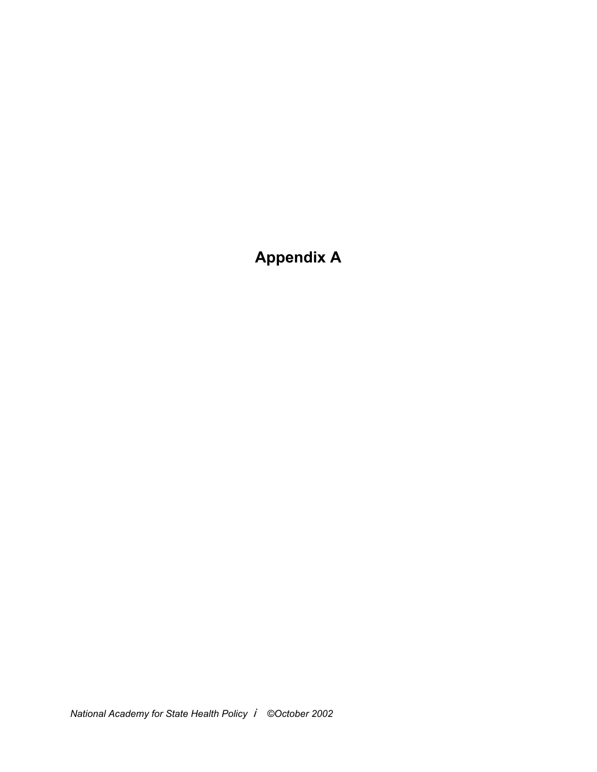# Appendix A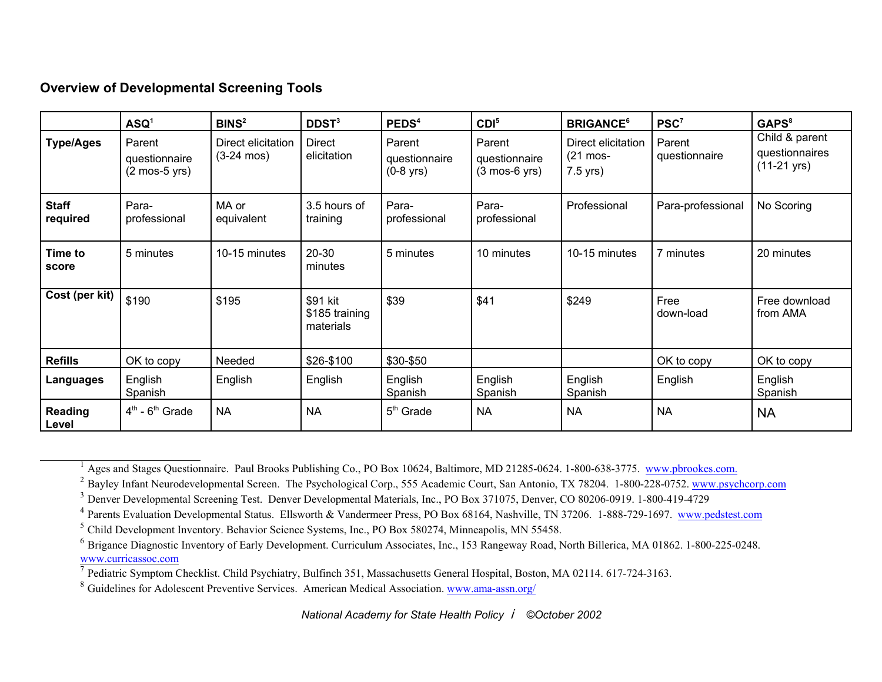## Overview of Developmental Screening Tools

| | ASQ[1] | BINS[2] | DDST[3] | PEDS[4] | CDI[5] | BRIGANCE[6] | PSC[7] | GAPS[8] |
|---|---|---|---|---|---|---|---|---|
| **Type/Ages** | Parent questionnaire (2 mos-5 yrs) | Direct elicitation (3-24 mos) | Direct elicitation | Parent questionnaire (0-8 yrs) | Parent questionnaire (3 mos-6 yrs) | Direct elicitation (21 mos-7.5 yrs) | Parent questionnaire | Child & parent questionnaires (11-21 yrs) |
| **Staff required** | Para-professional | MA or equivalent | 3.5 hours of training | Para-professional | Para-professional | Professional | Para-professional | No Scoring |
| **Time to score** | 5 minutes | 10-15 minutes | 20-30 minutes | 5 minutes | 10 minutes | 10-15 minutes | 7 minutes | 20 minutes |
| **Cost (per kit)** | $190 | $195 | $91 kit<br>$185 training materials | $39 | $41 | $249 | Free down-load | Free download from AMA |
| **Refills** | OK to copy | Needed | $26-$100 | $30-$50 | | | OK to copy | OK to copy |
| **Languages** | English<br>Spanish | English | English | English<br>Spanish | English<br>Spanish | English<br>Spanish | English | English<br>Spanish |
| **Reading Level** | 4th - 6th Grade | NA | NA | 5th Grade | NA | NA | NA | NA |

[1] Ages and Stages Questionnaire. Paul Brooks Publishing Co., PO Box 10624, Baltimore, MD 21285-0624. 1-800-638-3775. www.pbrookes.com.

[2] Bayley Infant Neurodevelopmental Screen. The Psychological Corp., 555 Academic Court, San Antonio, TX 78204. 1-800-228-0752. www.psychcorp.com

[3] Denver Developmental Screening Test. Denver Developmental Materials, Inc., PO Box 371075, Denver, CO 80206-0919. 1-800-419-4729

[4] Parents Evaluation Developmental Status. Ellsworth & Vandermeer Press, PO Box 68164, Nashville, TN 37206. 1-888-729-1697. www.pedstest.com

[5] Child Development Inventory. Behavior Science Systems, Inc., PO Box 580274, Minneapolis, MN 55458.

[6] Brigance Diagnostic Inventory of Early Development. Curriculum Associates, Inc., 153 Rangeway Road, North Billerica, MA 01862. 1-800-225-0248. www.curricassoc.com

[7] Pediatric Symptom Checklist. Child Psychiatry, Bulfinch 351, Massachusetts General Hospital, Boston, MA 02114. 617-724-3163.

[8] Guidelines for Adolescent Preventive Services. American Medical Association. www.ama-assn.org/